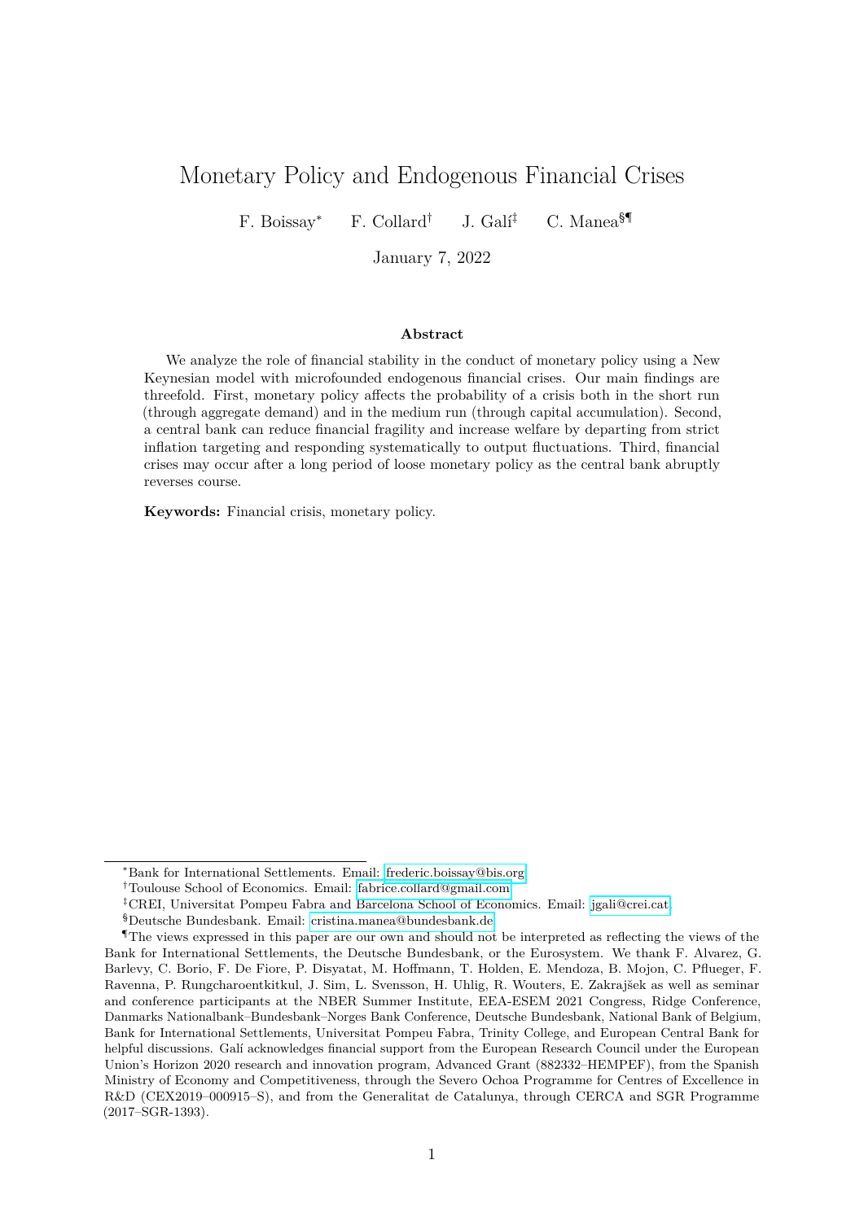# Monetary Policy and Endogenous Financial Crises

F. Boissay[*] F. Collard[†] J. Galí[‡] C. Manea[§¶]

January 7, 2022

## Abstract

We analyze the role of financial stability in the conduct of monetary policy using a New Keynesian model with microfounded endogenous financial crises. Our main findings are threefold. First, monetary policy affects the probability of a crisis both in the short run (through aggregate demand) and in the medium run (through capital accumulation). Second, a central bank can reduce financial fragility and increase welfare by departing from strict inflation targeting and responding systematically to output fluctuations. Third, financial crises may occur after a long period of loose monetary policy as the central bank abruptly reverses course.

**Keywords:** Financial crisis, monetary policy.

---

[*] Bank for International Settlements. Email: frederic.boissay@bis.org

[†] Toulouse School of Economics. Email: fabrice.collard@gmail.com

[‡] CREI, Universitat Pompeu Fabra and Barcelona School of Economics. Email: jgali@crei.cat.

[§] Deutsche Bundesbank. Email: cristina.manea@bundesbank.de

[¶] The views expressed in this paper are our own and should not be interpreted as reflecting the views of the Bank for International Settlements, the Deutsche Bundesbank, or the Eurosystem. We thank F. Alvarez, G. Barlevy, C. Borio, F. De Fiore, P. Disyatat, M. Hoffmann, T. Holden, E. Mendoza, B. Mojon, C. Pflueger, F. Ravenna, P. Rungcharoentkitkul, J. Sim, L. Svensson, H. Uhlig, R. Wouters, E. Zakrajšek as well as seminar and conference participants at the NBER Summer Institute, EEA-ESEM 2021 Congress, Ridge Conference, Danmarks Nationalbank–Bundesbank–Norges Bank Conference, Deutsche Bundesbank, National Bank of Belgium, Bank for International Settlements, Universitat Pompeu Fabra, Trinity College, and European Central Bank for helpful discussions. Galí acknowledges financial support from the European Research Council under the European Union's Horizon 2020 research and innovation program, Advanced Grant (882332–HEMPEF), from the Spanish Ministry of Economy and Competitiveness, through the Severo Ochoa Programme for Centres of Excellence in R&D (CEX2019–000915–S), and from the Generalitat de Catalunya, through CERCA and SGR Programme (2017–SGR-1393).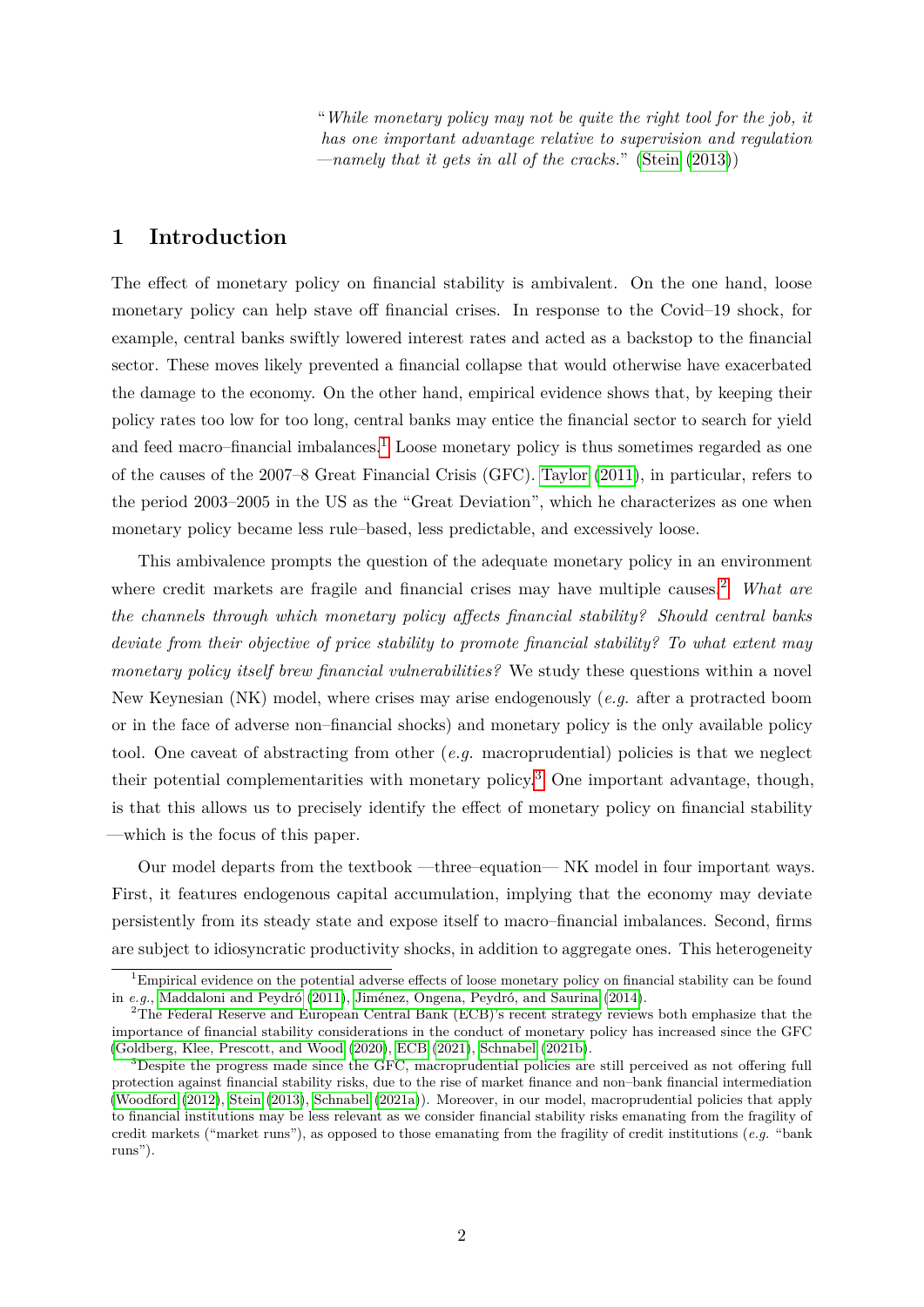"*While monetary policy may not be quite the right tool for the job, it has one important advantage relative to supervision and regulation —namely that it gets in all of the cracks.*" (Stein (2013))

## 1 Introduction

The effect of monetary policy on financial stability is ambivalent. On the one hand, loose monetary policy can help stave off financial crises. In response to the Covid–19 shock, for example, central banks swiftly lowered interest rates and acted as a backstop to the financial sector. These moves likely prevented a financial collapse that would otherwise have exacerbated the damage to the economy. On the other hand, empirical evidence shows that, by keeping their policy rates too low for too long, central banks may entice the financial sector to search for yield and feed macro–financial imbalances.[1] Loose monetary policy is thus sometimes regarded as one of the causes of the 2007–8 Great Financial Crisis (GFC). Taylor (2011), in particular, refers to the period 2003–2005 in the US as the "Great Deviation", which he characterizes as one when monetary policy became less rule–based, less predictable, and excessively loose.

This ambivalence prompts the question of the adequate monetary policy in an environment where credit markets are fragile and financial crises may have multiple causes.[2] *What are the channels through which monetary policy affects financial stability? Should central banks deviate from their objective of price stability to promote financial stability? To what extent may monetary policy itself brew financial vulnerabilities?* We study these questions within a novel New Keynesian (NK) model, where crises may arise endogenously (*e.g.* after a protracted boom or in the face of adverse non–financial shocks) and monetary policy is the only available policy tool. One caveat of abstracting from other (*e.g.* macroprudential) policies is that we neglect their potential complementarities with monetary policy.[3] One important advantage, though, is that this allows us to precisely identify the effect of monetary policy on financial stability —which is the focus of this paper.

Our model departs from the textbook —three–equation— NK model in four important ways. First, it features endogenous capital accumulation, implying that the economy may deviate persistently from its steady state and expose itself to macro–financial imbalances. Second, firms are subject to idiosyncratic productivity shocks, in addition to aggregate ones. This heterogeneity

[1] Empirical evidence on the potential adverse effects of loose monetary policy on financial stability can be found in *e.g.*, Maddaloni and Peydró (2011), Jiménez, Ongena, Peydró, and Saurina (2014).

[2] The Federal Reserve and European Central Bank (ECB)'s recent strategy reviews both emphasize that the importance of financial stability considerations in the conduct of monetary policy has increased since the GFC (Goldberg, Klee, Prescott, and Wood (2020), ECB (2021), Schnabel (2021b).

[3] Despite the progress made since the GFC, macroprudential policies are still perceived as not offering full protection against financial stability risks, due to the rise of market finance and non–bank financial intermediation (Woodford (2012), Stein (2013), Schnabel (2021a)). Moreover, in our model, macroprudential policies that apply to financial institutions may be less relevant as we consider financial stability risks emanating from the fragility of credit markets ("market runs"), as opposed to those emanating from the fragility of credit institutions (*e.g.* "bank runs").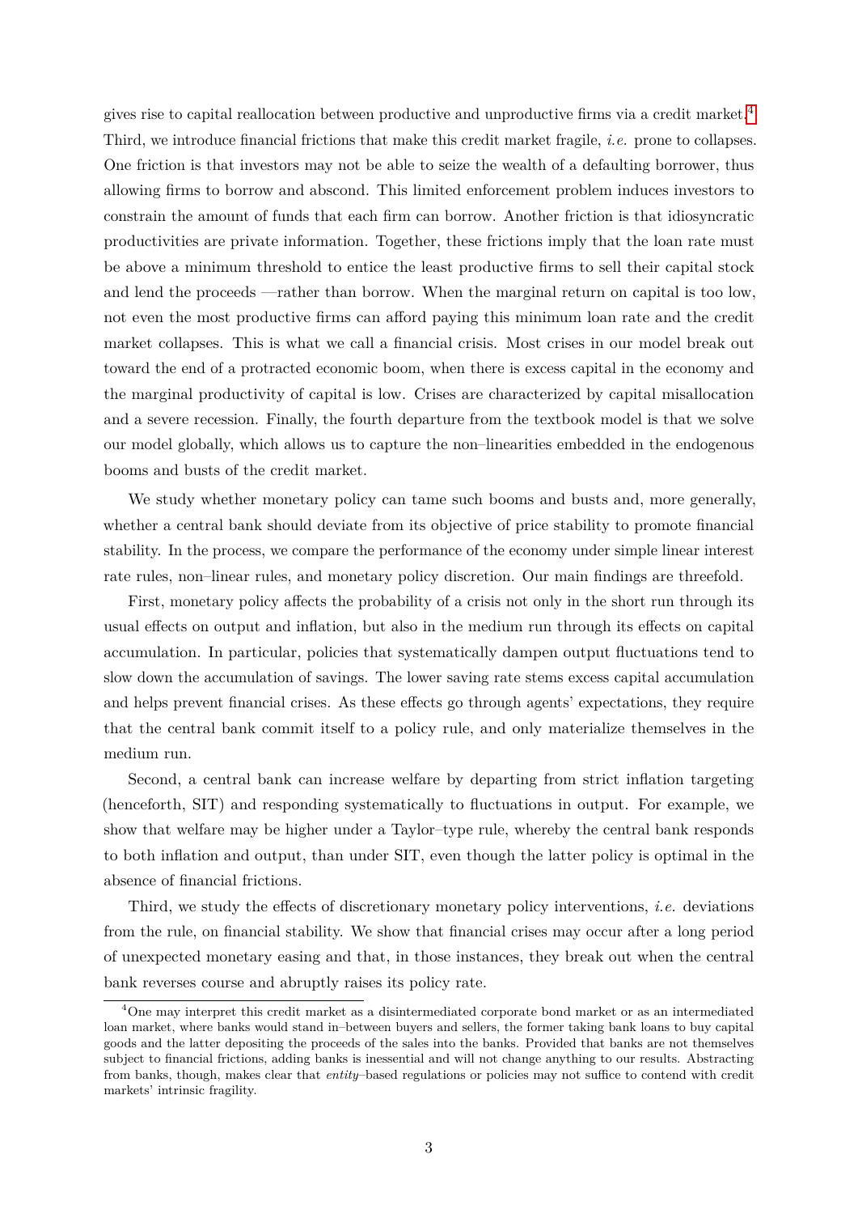gives rise to capital reallocation between productive and unproductive firms via a credit market.[4] Third, we introduce financial frictions that make this credit market fragile, *i.e.* prone to collapses. One friction is that investors may not be able to seize the wealth of a defaulting borrower, thus allowing firms to borrow and abscond. This limited enforcement problem induces investors to constrain the amount of funds that each firm can borrow. Another friction is that idiosyncratic productivities are private information. Together, these frictions imply that the loan rate must be above a minimum threshold to entice the least productive firms to sell their capital stock and lend the proceeds —rather than borrow. When the marginal return on capital is too low, not even the most productive firms can afford paying this minimum loan rate and the credit market collapses. This is what we call a financial crisis. Most crises in our model break out toward the end of a protracted economic boom, when there is excess capital in the economy and the marginal productivity of capital is low. Crises are characterized by capital misallocation and a severe recession. Finally, the fourth departure from the textbook model is that we solve our model globally, which allows us to capture the non–linearities embedded in the endogenous booms and busts of the credit market.

We study whether monetary policy can tame such booms and busts and, more generally, whether a central bank should deviate from its objective of price stability to promote financial stability. In the process, we compare the performance of the economy under simple linear interest rate rules, non–linear rules, and monetary policy discretion. Our main findings are threefold.

First, monetary policy affects the probability of a crisis not only in the short run through its usual effects on output and inflation, but also in the medium run through its effects on capital accumulation. In particular, policies that systematically dampen output fluctuations tend to slow down the accumulation of savings. The lower saving rate stems excess capital accumulation and helps prevent financial crises. As these effects go through agents' expectations, they require that the central bank commit itself to a policy rule, and only materialize themselves in the medium run.

Second, a central bank can increase welfare by departing from strict inflation targeting (henceforth, SIT) and responding systematically to fluctuations in output. For example, we show that welfare may be higher under a Taylor–type rule, whereby the central bank responds to both inflation and output, than under SIT, even though the latter policy is optimal in the absence of financial frictions.

Third, we study the effects of discretionary monetary policy interventions, *i.e.* deviations from the rule, on financial stability. We show that financial crises may occur after a long period of unexpected monetary easing and that, in those instances, they break out when the central bank reverses course and abruptly raises its policy rate.

[4] One may interpret this credit market as a disintermediated corporate bond market or as an intermediated loan market, where banks would stand in–between buyers and sellers, the former taking bank loans to buy capital goods and the latter depositing the proceeds of the sales into the banks. Provided that banks are not themselves subject to financial frictions, adding banks is inessential and will not change anything to our results. Abstracting from banks, though, makes clear that *entity*–based regulations or policies may not suffice to contend with credit markets' intrinsic fragility.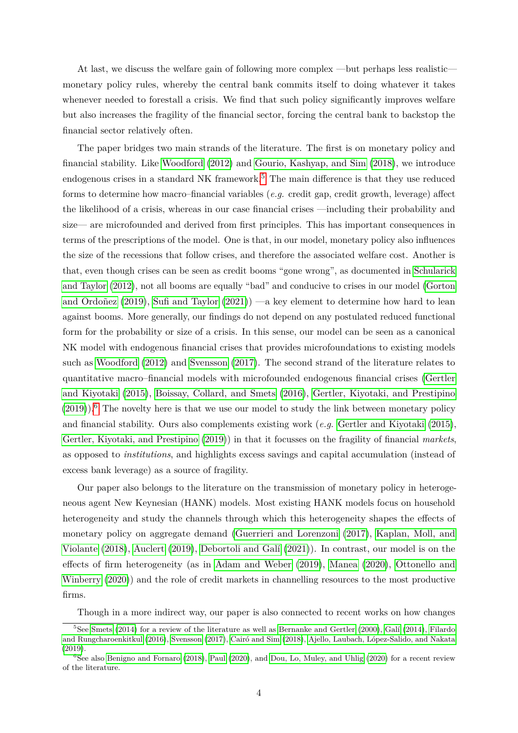At last, we discuss the welfare gain of following more complex —but perhaps less realistic— monetary policy rules, whereby the central bank commits itself to doing whatever it takes whenever needed to forestall a crisis. We find that such policy significantly improves welfare but also increases the fragility of the financial sector, forcing the central bank to backstop the financial sector relatively often.

The paper bridges two main strands of the literature. The first is on monetary policy and financial stability. Like Woodford (2012) and Gourio, Kashyap, and Sim (2018), we introduce endogenous crises in a standard NK framework.[5] The main difference is that they use reduced forms to determine how macro–financial variables (*e.g.* credit gap, credit growth, leverage) affect the likelihood of a crisis, whereas in our case financial crises —including their probability and size— are microfounded and derived from first principles. This has important consequences in terms of the prescriptions of the model. One is that, in our model, monetary policy also influences the size of the recessions that follow crises, and therefore the associated welfare cost. Another is that, even though crises can be seen as credit booms "gone wrong", as documented in Schularick and Taylor (2012), not all booms are equally "bad" and conducive to crises in our model (Gorton and Ordoñez (2019), Sufi and Taylor (2021)) —a key element to determine how hard to lean against booms. More generally, our findings do not depend on any postulated reduced functional form for the probability or size of a crisis. In this sense, our model can be seen as a canonical NK model with endogenous financial crises that provides microfoundations to existing models such as Woodford (2012) and Svensson (2017). The second strand of the literature relates to quantitative macro–financial models with microfounded endogenous financial crises (Gertler and Kiyotaki (2015), Boissay, Collard, and Smets (2016), Gertler, Kiyotaki, and Prestipino (2019)).[6] The novelty here is that we use our model to study the link between monetary policy and financial stability. Ours also complements existing work (*e.g.* Gertler and Kiyotaki (2015), Gertler, Kiyotaki, and Prestipino (2019)) in that it focusses on the fragility of financial *markets*, as opposed to *institutions*, and highlights excess savings and capital accumulation (instead of excess bank leverage) as a source of fragility.

Our paper also belongs to the literature on the transmission of monetary policy in heterogeneous agent New Keynesian (HANK) models. Most existing HANK models focus on household heterogeneity and study the channels through which this heterogeneity shapes the effects of monetary policy on aggregate demand (Guerrieri and Lorenzoni (2017), Kaplan, Moll, and Violante (2018), Auclert (2019), Debortoli and Galí (2021)). In contrast, our model is on the effects of firm heterogeneity (as in Adam and Weber (2019), Manea (2020), Ottonello and Winberry (2020)) and the role of credit markets in channelling resources to the most productive firms.

Though in a more indirect way, our paper is also connected to recent works on how changes

[5] See Smets (2014) for a review of the literature as well as Bernanke and Gertler (2000), Galí (2014), Filardo and Rungcharoenkitkul (2016), Svensson (2017), Cairó and Sim (2018), Ajello, Laubach, López-Salido, and Nakata (2019).

[6] See also Benigno and Fornaro (2018), Paul (2020), and Dou, Lo, Muley, and Uhlig (2020) for a recent review of the literature.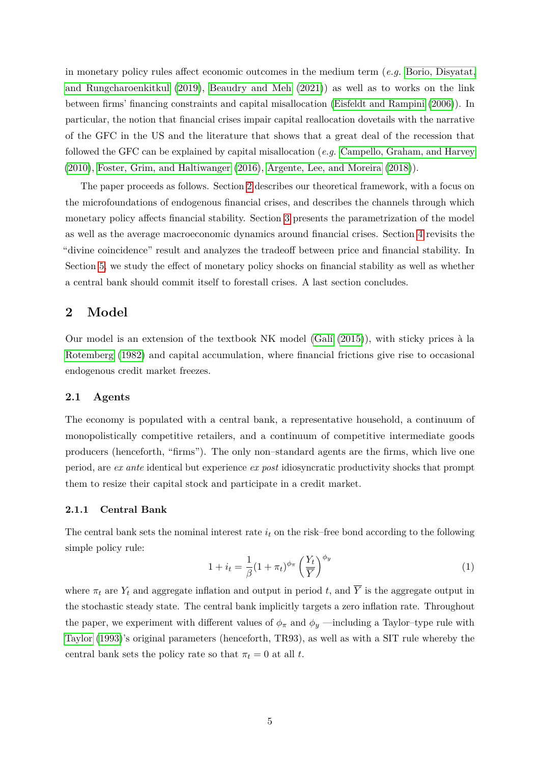in monetary policy rules affect economic outcomes in the medium term (*e.g.* Borio, Disyatat, and Rungcharoenkitkul (2019), Beaudry and Meh (2021)) as well as to works on the link between firms' financing constraints and capital misallocation (Eisfeldt and Rampini (2006)). In particular, the notion that financial crises impair capital reallocation dovetails with the narrative of the GFC in the US and the literature that shows that a great deal of the recession that followed the GFC can be explained by capital misallocation (*e.g.* Campello, Graham, and Harvey (2010), Foster, Grim, and Haltiwanger (2016), Argente, Lee, and Moreira (2018)).

The paper proceeds as follows. Section 2 describes our theoretical framework, with a focus on the microfoundations of endogenous financial crises, and describes the channels through which monetary policy affects financial stability. Section 3 presents the parametrization of the model as well as the average macroeconomic dynamics around financial crises. Section 4 revisits the "divine coincidence" result and analyzes the tradeoff between price and financial stability. In Section 5, we study the effect of monetary policy shocks on financial stability as well as whether a central bank should commit itself to forestall crises. A last section concludes.

## 2 Model

Our model is an extension of the textbook NK model (Galí (2015)), with sticky prices à la Rotemberg (1982) and capital accumulation, where financial frictions give rise to occasional endogenous credit market freezes.

### 2.1 Agents

The economy is populated with a central bank, a representative household, a continuum of monopolistically competitive retailers, and a continuum of competitive intermediate goods producers (henceforth, "firms"). The only non–standard agents are the firms, which live one period, are *ex ante* identical but experience *ex post* idiosyncratic productivity shocks that prompt them to resize their capital stock and participate in a credit market.

#### 2.1.1 Central Bank

The central bank sets the nominal interest rate $i_t$ on the risk–free bond according to the following simple policy rule:

$$1 + i_t = \frac{1}{\beta}(1 + \pi_t)^{\phi_\pi} \left(\frac{Y_t}{\overline{Y}}\right)^{\phi_y} \tag{1}$$

where $\pi_t$ are $Y_t$ and aggregate inflation and output in period $t$, and $\overline{Y}$ is the aggregate output in the stochastic steady state. The central bank implicitly targets a zero inflation rate. Throughout the paper, we experiment with different values of $\phi_\pi$ and $\phi_y$ —including a Taylor–type rule with Taylor (1993)'s original parameters (henceforth, TR93), as well as with a SIT rule whereby the central bank sets the policy rate so that $\pi_t = 0$ at all $t$.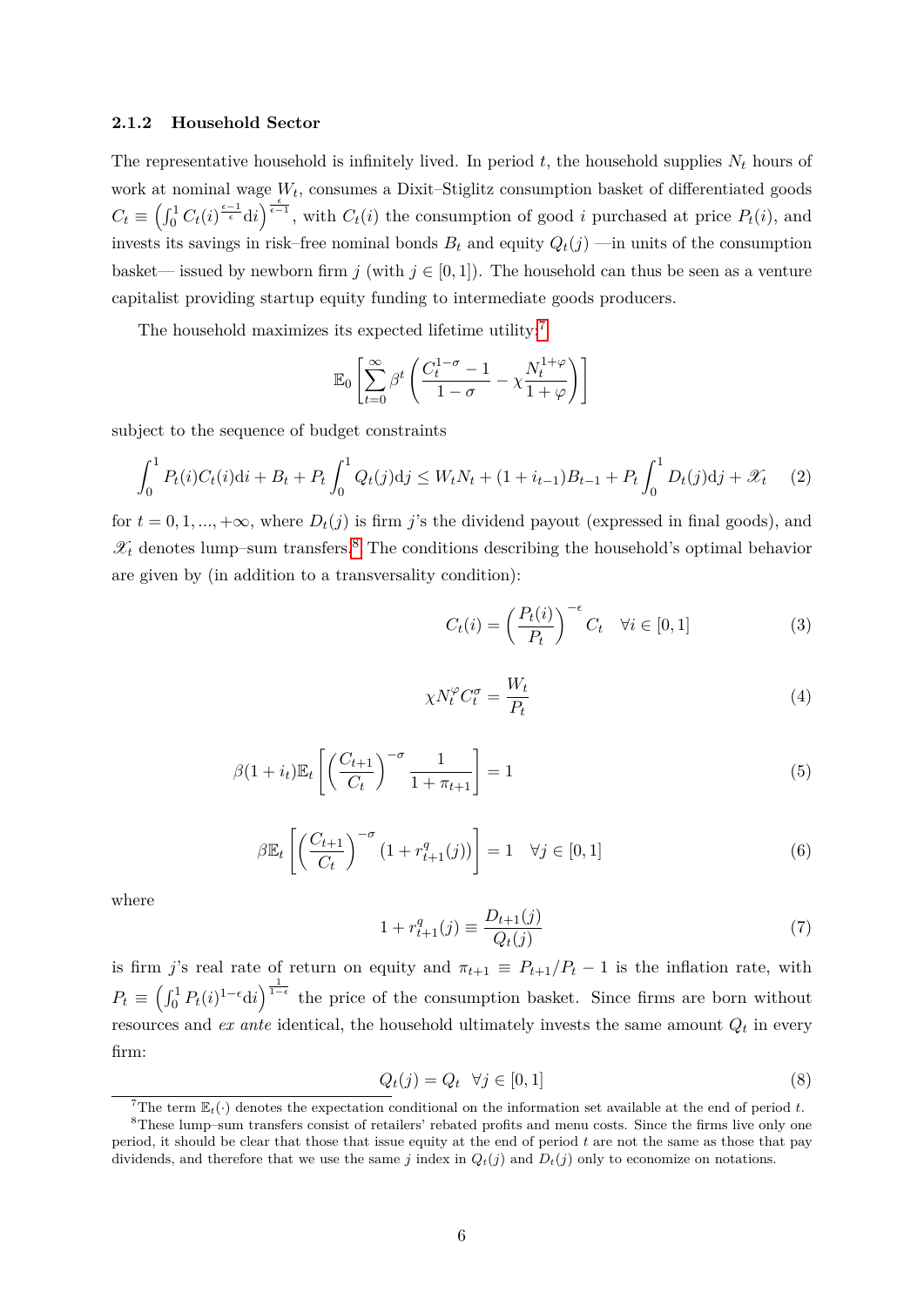### 2.1.2 Household Sector

The representative household is infinitely lived. In period $t$, the household supplies $N_t$ hours of work at nominal wage $W_t$, consumes a Dixit–Stiglitz consumption basket of differentiated goods $C_t \equiv \left(\int_0^1 C_t(i)^{\frac{\epsilon-1}{\epsilon}}\mathrm{d}i\right)^{\frac{\epsilon}{\epsilon-1}}$, with $C_t(i)$ the consumption of good $i$ purchased at price $P_t(i)$, and invests its savings in risk–free nominal bonds $B_t$ and equity $Q_t(j)$ —in units of the consumption basket— issued by newborn firm $j$ (with $j \in [0,1]$). The household can thus be seen as a venture capitalist providing startup equity funding to intermediate goods producers.

The household maximizes its expected lifetime utility:[7]

$$\mathbb{E}_0\left[\sum_{t=0}^{\infty}\beta^t\left(\frac{C_t^{1-\sigma}-1}{1-\sigma}-\chi\frac{N_t^{1+\varphi}}{1+\varphi}\right)\right]$$

subject to the sequence of budget constraints

$$\int_0^1 P_t(i)C_t(i)\mathrm{d}i + B_t + P_t\int_0^1 Q_t(j)\mathrm{d}j \leq W_tN_t + (1+i_{t-1})B_{t-1} + P_t\int_0^1 D_t(j)\mathrm{d}j + \mathscr{X}_t \tag{2}$$

for $t = 0, 1, ..., +\infty$, where $D_t(j)$ is firm $j$'s the dividend payout (expressed in final goods), and $\mathscr{X}_t$ denotes lump–sum transfers.[8] The conditions describing the household's optimal behavior are given by (in addition to a transversality condition):

$$C_t(i) = \left(\frac{P_t(i)}{P_t}\right)^{-\epsilon}C_t \quad \forall i \in [0,1] \tag{3}$$

$$\chi N_t^{\varphi}C_t^{\sigma} = \frac{W_t}{P_t} \tag{4}$$

$$\beta(1+i_t)\mathbb{E}_t\left[\left(\frac{C_{t+1}}{C_t}\right)^{-\sigma}\frac{1}{1+\pi_{t+1}}\right] = 1 \tag{5}$$

$$\beta\mathbb{E}_t\left[\left(\frac{C_{t+1}}{C_t}\right)^{-\sigma}\left(1+r^q_{t+1}(j)\right)\right] = 1 \quad \forall j \in [0,1] \tag{6}$$

where

$$1 + r^q_{t+1}(j) \equiv \frac{D_{t+1}(j)}{Q_t(j)} \tag{7}$$

is firm $j$'s real rate of return on equity and $\pi_{t+1} \equiv P_{t+1}/P_t - 1$ is the inflation rate, with $P_t \equiv \left(\int_0^1 P_t(i)^{1-\epsilon}\mathrm{d}i\right)^{\frac{1}{1-\epsilon}}$ the price of the consumption basket. Since firms are born without resources and *ex ante* identical, the household ultimately invests the same amount $Q_t$ in every firm:

$$Q_t(j) = Q_t \quad \forall j \in [0,1] \tag{8}$$

[7] The term $\mathbb{E}_t(\cdot)$ denotes the expectation conditional on the information set available at the end of period $t$.

[8] These lump–sum transfers consist of retailers' rebated profits and menu costs. Since the firms live only one period, it should be clear that those that issue equity at the end of period $t$ are not the same as those that pay dividends, and therefore that we use the same $j$ index in $Q_t(j)$ and $D_t(j)$ only to economize on notations.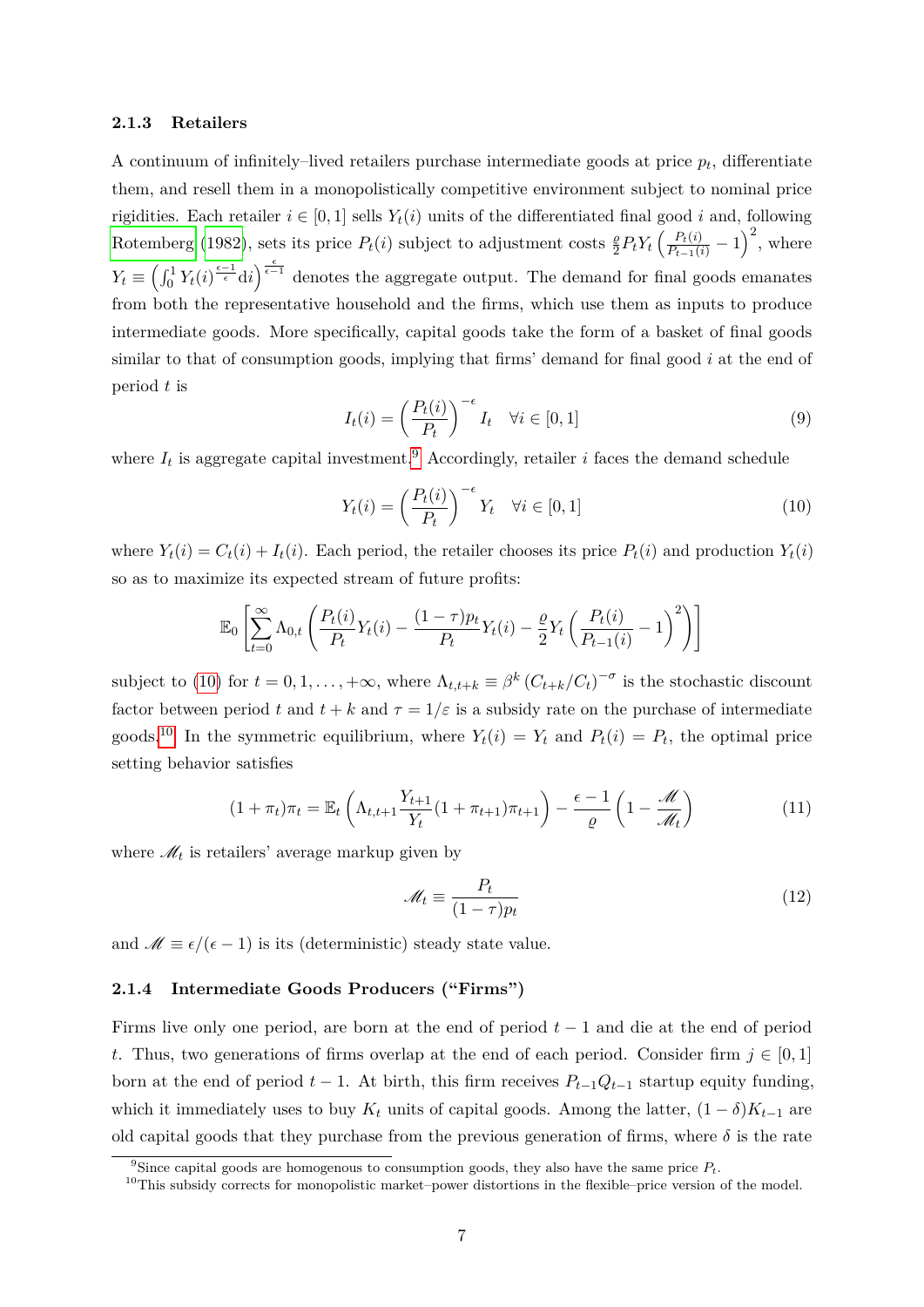### 2.1.3 Retailers

A continuum of infinitely–lived retailers purchase intermediate goods at price $p_t$, differentiate them, and resell them in a monopolistically competitive environment subject to nominal price rigidities. Each retailer $i \in [0,1]$ sells $Y_t(i)$ units of the differentiated final good $i$ and, following Rotemberg (1982), sets its price $P_t(i)$ subject to adjustment costs $\frac{\varrho}{2} P_t Y_t \left(\frac{P_t(i)}{P_{t-1}(i)} - 1\right)^2$, where $Y_t \equiv \left(\int_0^1 Y_t(i)^{\frac{\epsilon-1}{\epsilon}} \mathrm{d}i\right)^{\frac{\epsilon}{\epsilon-1}}$ denotes the aggregate output. The demand for final goods emanates from both the representative household and the firms, which use them as inputs to produce intermediate goods. More specifically, capital goods take the form of a basket of final goods similar to that of consumption goods, implying that firms' demand for final good $i$ at the end of period $t$ is

$$I_t(i) = \left(\frac{P_t(i)}{P_t}\right)^{-\epsilon} I_t \quad \forall i \in [0,1] \tag{9}$$

where $I_t$ is aggregate capital investment.[9] Accordingly, retailer $i$ faces the demand schedule

$$Y_t(i) = \left(\frac{P_t(i)}{P_t}\right)^{-\epsilon} Y_t \quad \forall i \in [0,1] \tag{10}$$

where $Y_t(i) = C_t(i) + I_t(i)$. Each period, the retailer chooses its price $P_t(i)$ and production $Y_t(i)$ so as to maximize its expected stream of future profits:

$$\mathbb{E}_0 \left[\sum_{t=0}^{\infty} \Lambda_{0,t} \left(\frac{P_t(i)}{P_t} Y_t(i) - \frac{(1-\tau)p_t}{P_t} Y_t(i) - \frac{\varrho}{2} Y_t \left(\frac{P_t(i)}{P_{t-1}(i)} - 1\right)^2\right)\right]$$

subject to (10) for $t = 0, 1, \ldots, +\infty$, where $\Lambda_{t,t+k} \equiv \beta^k \left(C_{t+k}/C_t\right)^{-\sigma}$ is the stochastic discount factor between period $t$ and $t+k$ and $\tau = 1/\varepsilon$ is a subsidy rate on the purchase of intermediate goods.[10] In the symmetric equilibrium, where $Y_t(i) = Y_t$ and $P_t(i) = P_t$, the optimal price setting behavior satisfies

$$(1+\pi_t)\pi_t = \mathbb{E}_t \left(\Lambda_{t,t+1} \frac{Y_{t+1}}{Y_t} (1+\pi_{t+1})\pi_{t+1}\right) - \frac{\epsilon - 1}{\varrho}\left(1 - \frac{\mathscr{M}}{\mathscr{M}_t}\right) \tag{11}$$

where $\mathscr{M}_t$ is retailers' average markup given by

$$\mathscr{M}_t \equiv \frac{P_t}{(1-\tau)p_t} \tag{12}$$

and $\mathscr{M} \equiv \epsilon/(\epsilon - 1)$ is its (deterministic) steady state value.

### 2.1.4 Intermediate Goods Producers ("Firms")

Firms live only one period, are born at the end of period $t-1$ and die at the end of period $t$. Thus, two generations of firms overlap at the end of each period. Consider firm $j \in [0,1]$ born at the end of period $t-1$. At birth, this firm receives $P_{t-1}Q_{t-1}$ startup equity funding, which it immediately uses to buy $K_t$ units of capital goods. Among the latter, $(1-\delta)K_{t-1}$ are old capital goods that they purchase from the previous generation of firms, where $\delta$ is the rate

[9] Since capital goods are homogenous to consumption goods, they also have the same price $P_t$.

[10] This subsidy corrects for monopolistic market–power distortions in the flexible–price version of the model.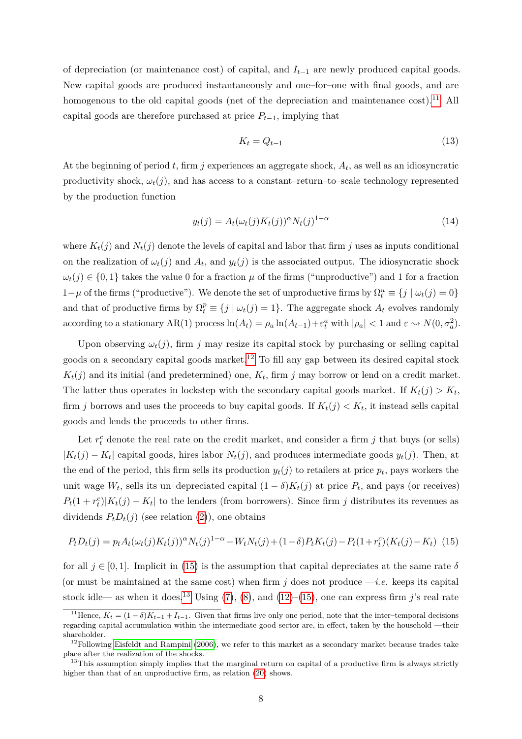of depreciation (or maintenance cost) of capital, and $I_{t-1}$ are newly produced capital goods. New capital goods are produced instantaneously and one–for–one with final goods, and are homogenous to the old capital goods (net of the depreciation and maintenance cost).[11] All capital goods are therefore purchased at price $P_{t-1}$, implying that

$$K_t = Q_{t-1} \tag{13}$$

At the beginning of period $t$, firm $j$ experiences an aggregate shock, $A_t$, as well as an idiosyncratic productivity shock, $\omega_t(j)$, and has access to a constant–return–to–scale technology represented by the production function

$$y_t(j) = A_t(\omega_t(j)K_t(j))^{\alpha} N_t(j)^{1-\alpha} \tag{14}$$

where $K_t(j)$ and $N_t(j)$ denote the levels of capital and labor that firm $j$ uses as inputs conditional on the realization of $\omega_t(j)$ and $A_t$, and $y_t(j)$ is the associated output. The idiosyncratic shock $\omega_t(j) \in \{0,1\}$ takes the value 0 for a fraction $\mu$ of the firms ("unproductive") and 1 for a fraction $1-\mu$ of the firms ("productive"). We denote the set of unproductive firms by $\Omega_t^u \equiv \{j \mid \omega_t(j) = 0\}$ and that of productive firms by $\Omega_t^p \equiv \{j \mid \omega_t(j) = 1\}$. The aggregate shock $A_t$ evolves randomly according to a stationary AR(1) process $\ln(A_t) = \rho_a \ln(A_{t-1}) + \varepsilon_t^a$ with $|\rho_a| < 1$ and $\varepsilon \rightsquigarrow N(0, \sigma_a^2)$.

Upon observing $\omega_t(j)$, firm $j$ may resize its capital stock by purchasing or selling capital goods on a secondary capital goods market.[12] To fill any gap between its desired capital stock $K_t(j)$ and its initial (and predetermined) one, $K_t$, firm $j$ may borrow or lend on a credit market. The latter thus operates in lockstep with the secondary capital goods market. If $K_t(j) > K_t$, firm $j$ borrows and uses the proceeds to buy capital goods. If $K_t(j) < K_t$, it instead sells capital goods and lends the proceeds to other firms.

Let $r_t^c$ denote the real rate on the credit market, and consider a firm $j$ that buys (or sells) $|K_t(j) - K_t|$ capital goods, hires labor $N_t(j)$, and produces intermediate goods $y_t(j)$. Then, at the end of the period, this firm sells its production $y_t(j)$ to retailers at price $p_t$, pays workers the unit wage $W_t$, sells its un–depreciated capital $(1-\delta)K_t(j)$ at price $P_t$, and pays (or receives) $P_t(1+r_t^c)|K_t(j) - K_t|$ to the lenders (from borrowers). Since firm $j$ distributes its revenues as dividends $P_t D_t(j)$ (see relation (2)), one obtains

$$P_t D_t(j) = p_t A_t(\omega_t(j)K_t(j))^{\alpha} N_t(j)^{1-\alpha} - W_t N_t(j) + (1-\delta)P_t K_t(j) - P_t(1+r_t^c)(K_t(j) - K_t) \tag{15}$$

for all $j \in [0,1]$. Implicit in (15) is the assumption that capital depreciates at the same rate $\delta$ (or must be maintained at the same cost) when firm $j$ does not produce —*i.e.* keeps its capital stock idle— as when it does.[13] Using (7), (8), and (12)–(15), one can express firm $j$'s real rate

[11] Hence, $K_t = (1-\delta)K_{t-1} + I_{t-1}$. Given that firms live only one period, note that the inter–temporal decisions regarding capital accumulation within the intermediate good sector are, in effect, taken by the household —their shareholder.

[12] Following Eisfeldt and Rampini (2006), we refer to this market as a secondary market because trades take place after the realization of the shocks.

[13] This assumption simply implies that the marginal return on capital of a productive firm is always strictly higher than that of an unproductive firm, as relation (20) shows.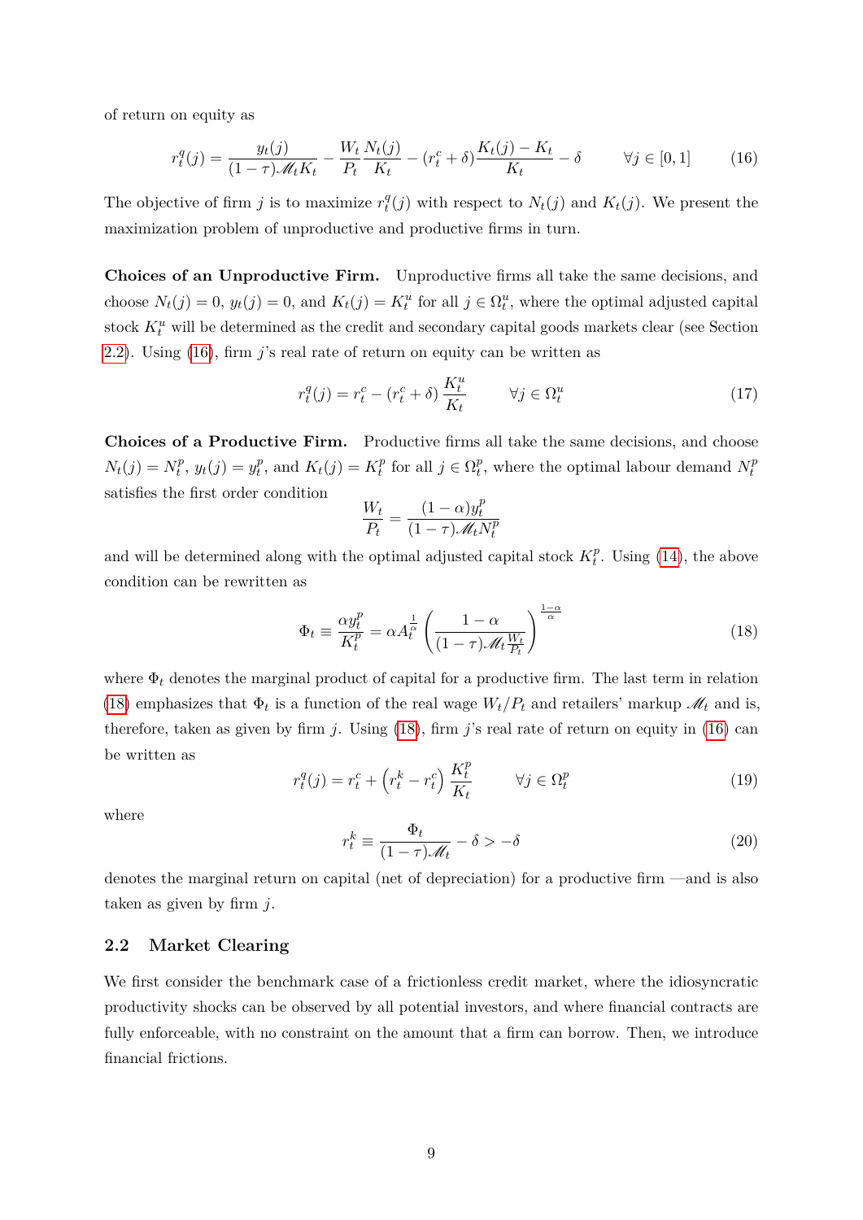of return on equity as

$$r_t^q(j) = \frac{y_t(j)}{(1-\tau)\mathscr{M}_t K_t} - \frac{W_t}{P_t}\frac{N_t(j)}{K_t} - (r_t^c + \delta)\frac{K_t(j) - K_t}{K_t} - \delta \qquad \forall j \in [0,1] \tag{16}$$

The objective of firm $j$ is to maximize $r_t^q(j)$ with respect to $N_t(j)$ and $K_t(j)$. We present the maximization problem of unproductive and productive firms in turn.

**Choices of an Unproductive Firm.** Unproductive firms all take the same decisions, and choose $N_t(j) = 0$, $y_t(j) = 0$, and $K_t(j) = K_t^u$ for all $j \in \Omega_t^u$, where the optimal adjusted capital stock $K_t^u$ will be determined as the credit and secondary capital goods markets clear (see Section 2.2). Using (16), firm $j$'s real rate of return on equity can be written as

$$r_t^q(j) = r_t^c - (r_t^c + \delta)\frac{K_t^u}{K_t} \qquad \forall j \in \Omega_t^u \tag{17}$$

**Choices of a Productive Firm.** Productive firms all take the same decisions, and choose $N_t(j) = N_t^p$, $y_t(j) = y_t^p$, and $K_t(j) = K_t^p$ for all $j \in \Omega_t^p$, where the optimal labour demand $N_t^p$ satisfies the first order condition

$$\frac{W_t}{P_t} = \frac{(1-\alpha)y_t^p}{(1-\tau)\mathscr{M}_t N_t^p}$$

and will be determined along with the optimal adjusted capital stock $K_t^p$. Using (14), the above condition can be rewritten as

$$\Phi_t \equiv \frac{\alpha y_t^p}{K_t^p} = \alpha A_t^{\frac{1}{\alpha}} \left( \frac{1-\alpha}{(1-\tau)\mathscr{M}_t \frac{W_t}{P_t}} \right)^{\frac{1-\alpha}{\alpha}} \tag{18}$$

where $\Phi_t$ denotes the marginal product of capital for a productive firm. The last term in relation (18) emphasizes that $\Phi_t$ is a function of the real wage $W_t/P_t$ and retailers' markup $\mathscr{M}_t$ and is, therefore, taken as given by firm $j$. Using (18), firm $j$'s real rate of return on equity in (16) can be written as

$$r_t^q(j) = r_t^c + \left(r_t^k - r_t^c\right)\frac{K_t^p}{K_t} \qquad \forall j \in \Omega_t^p \tag{19}$$

where

$$r_t^k \equiv \frac{\Phi_t}{(1-\tau)\mathscr{M}_t} - \delta > -\delta \tag{20}$$

denotes the marginal return on capital (net of depreciation) for a productive firm —and is also taken as given by firm $j$.

## 2.2 Market Clearing

We first consider the benchmark case of a frictionless credit market, where the idiosyncratic productivity shocks can be observed by all potential investors, and where financial contracts are fully enforceable, with no constraint on the amount that a firm can borrow. Then, we introduce financial frictions.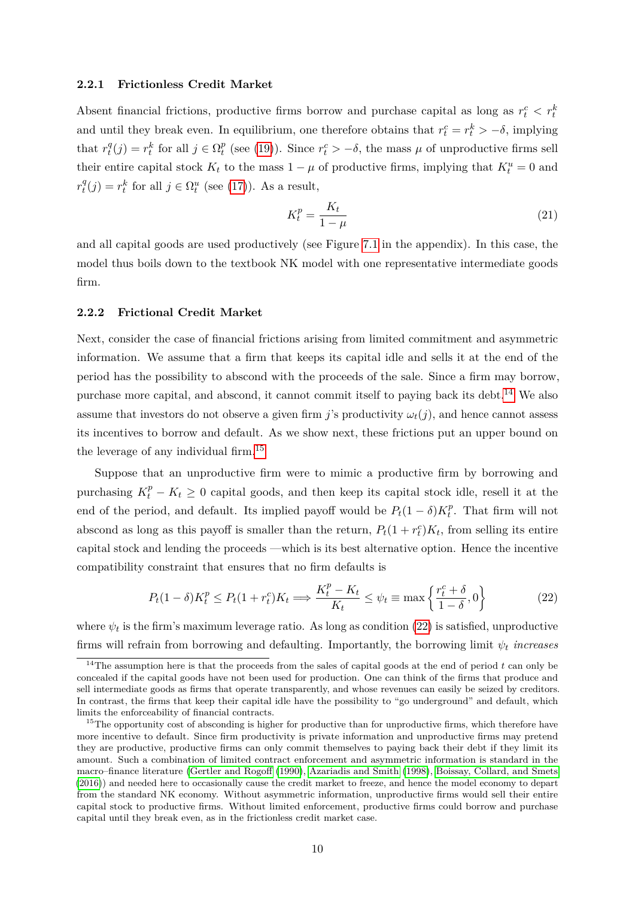#### 2.2.1 Frictionless Credit Market

Absent financial frictions, productive firms borrow and purchase capital as long as $r_t^c < r_t^k$ and until they break even. In equilibrium, one therefore obtains that $r_t^c = r_t^k > -\delta$, implying that $r_t^q(j) = r_t^k$ for all $j \in \Omega_t^p$ (see (19)). Since $r_t^c > -\delta$, the mass $\mu$ of unproductive firms sell their entire capital stock $K_t$ to the mass $1-\mu$ of productive firms, implying that $K_t^u = 0$ and $r_t^q(j) = r_t^k$ for all $j \in \Omega_t^u$ (see (17)). As a result,

$$K_t^p = \frac{K_t}{1-\mu} \tag{21}$$

and all capital goods are used productively (see Figure 7.1 in the appendix). In this case, the model thus boils down to the textbook NK model with one representative intermediate goods firm.

#### 2.2.2 Frictional Credit Market

Next, consider the case of financial frictions arising from limited commitment and asymmetric information. We assume that a firm that keeps its capital idle and sells it at the end of the period has the possibility to abscond with the proceeds of the sale. Since a firm may borrow, purchase more capital, and abscond, it cannot commit itself to paying back its debt.[14] We also assume that investors do not observe a given firm $j$'s productivity $\omega_t(j)$, and hence cannot assess its incentives to borrow and default. As we show next, these frictions put an upper bound on the leverage of any individual firm.[15]

Suppose that an unproductive firm were to mimic a productive firm by borrowing and purchasing $K_t^p - K_t \geq 0$ capital goods, and then keep its capital stock idle, resell it at the end of the period, and default. Its implied payoff would be $P_t(1-\delta)K_t^p$. That firm will not abscond as long as this payoff is smaller than the return, $P_t(1+r_t^c)K_t$, from selling its entire capital stock and lending the proceeds —which is its best alternative option. Hence the incentive compatibility constraint that ensures that no firm defaults is

$$P_t(1-\delta)K_t^p \leq P_t(1+r_t^c)K_t \Longrightarrow \frac{K_t^p - K_t}{K_t} \leq \psi_t \equiv \max\left\{\frac{r_t^c+\delta}{1-\delta}, 0\right\} \tag{22}$$

where $\psi_t$ is the firm's maximum leverage ratio. As long as condition (22) is satisfied, unproductive firms will refrain from borrowing and defaulting. Importantly, the borrowing limit $\psi_t$ *increases*

---

[14] The assumption here is that the proceeds from the sales of capital goods at the end of period $t$ can only be concealed if the capital goods have not been used for production. One can think of the firms that produce and sell intermediate goods as firms that operate transparently, and whose revenues can easily be seized by creditors. In contrast, the firms that keep their capital idle have the possibility to "go underground" and default, which limits the enforceability of financial contracts.

[15] The opportunity cost of absconding is higher for productive than for unproductive firms, which therefore have more incentive to default. Since firm productivity is private information and unproductive firms may pretend they are productive, productive firms can only commit themselves to paying back their debt if they limit its amount. Such a combination of limited contract enforcement and asymmetric information is standard in the macro–finance literature (Gertler and Rogoff (1990), Azariadis and Smith (1998), Boissay, Collard, and Smets (2016)) and needed here to occasionally cause the credit market to freeze, and hence the model economy to depart from the standard NK economy. Without asymmetric information, unproductive firms would sell their entire capital stock to productive firms. Without limited enforcement, productive firms could borrow and purchase capital until they break even, as in the frictionless credit market case.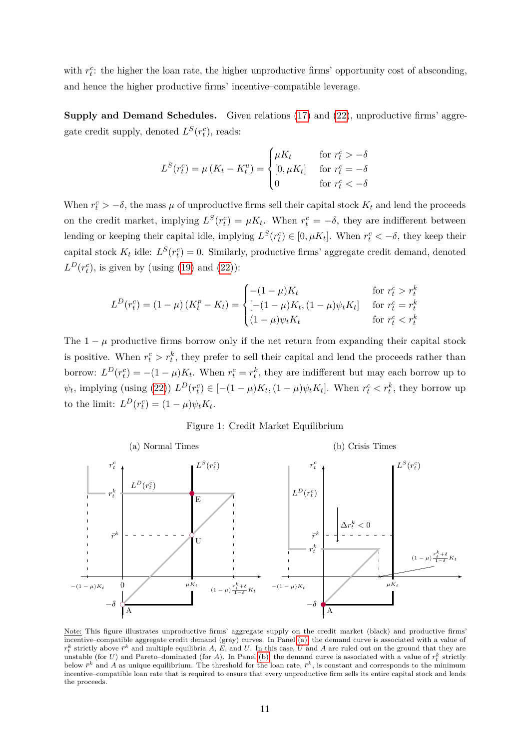with $r_t^c$: the higher the loan rate, the higher unproductive firms' opportunity cost of absconding, and hence the higher productive firms' incentive–compatible leverage.

**Supply and Demand Schedules.** Given relations (17) and (22), unproductive firms' aggregate credit supply, denoted $L^S(r_t^c)$, reads:

$$L^S(r_t^c) = \mu\left(K_t - K_t^u\right) = \begin{cases} \mu K_t & \text{for } r_t^c > -\delta \\ [0, \mu K_t] & \text{for } r_t^c = -\delta \\ 0 & \text{for } r_t^c < -\delta \end{cases}$$

When $r_t^c > -\delta$, the mass $\mu$ of unproductive firms sell their capital stock $K_t$ and lend the proceeds on the credit market, implying $L^S(r_t^c) = \mu K_t$. When $r_t^c = -\delta$, they are indifferent between lending or keeping their capital idle, implying $L^S(r_t^c) \in [0, \mu K_t]$. When $r_t^c < -\delta$, they keep their capital stock $K_t$ idle: $L^S(r_t^c) = 0$. Similarly, productive firms' aggregate credit demand, denoted $L^D(r_t^c)$, is given by (using (19) and (22)):

$$L^D(r_t^c) = (1-\mu)\left(K_t^p - K_t\right) = \begin{cases} -(1-\mu)K_t & \text{for } r_t^c > r_t^k \\ [-(1-\mu)K_t, (1-\mu)\psi_t K_t] & \text{for } r_t^c = r_t^k \\ (1-\mu)\psi_t K_t & \text{for } r_t^c < r_t^k \end{cases}$$

The $1-\mu$ productive firms borrow only if the net return from expanding their capital stock is positive. When $r_t^c > r_t^k$, they prefer to sell their capital and lend the proceeds rather than borrow: $L^D(r_t^c) = -(1-\mu)K_t$. When $r_t^c = r_t^k$, they are indifferent but may each borrow up to $\psi_t$, implying (using (22)) $L^D(r_t^c) \in [-(1-\mu)K_t, (1-\mu)\psi_t K_t]$. When $r_t^c < r_t^k$, they borrow up to the limit: $L^D(r_t^c) = (1-\mu)\psi_t K_t$.

Figure 1: Credit Market Equilibrium

(a) Normal Times

(b) Crisis Times

Note: This figure illustrates unproductive firms' aggregate supply on the credit market (black) and productive firms' incentive–compatible aggregate credit demand (gray) curves. In Panel (a), the demand curve is associated with a value of $r_t^k$ strictly above $\bar{r}^k$ and multiple equilibria $A$, $E$, and $U$. In this case, $U$ and $A$ are ruled out on the ground that they are unstable (for $U$) and Pareto–dominated (for $A$). In Panel (b), the demand curve is associated with a value of $r_t^k$ strictly below $\bar{r}^k$ and $A$ as unique equilibrium. The threshold for the loan rate, $\bar{r}^k$, is constant and corresponds to the minimum incentive–compatible loan rate that is required to ensure that every unproductive firm sells its entire capital stock and lends the proceeds.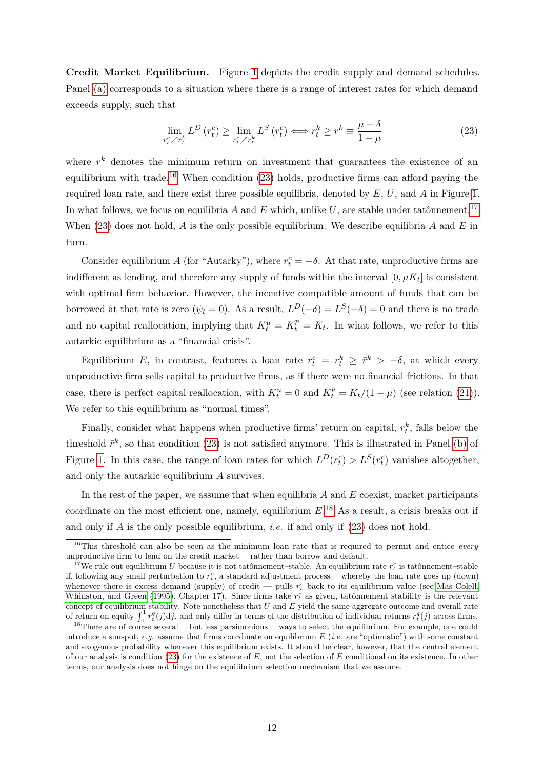**Credit Market Equilibrium.** Figure 1 depicts the credit supply and demand schedules. Panel (a) corresponds to a situation where there is a range of interest rates for which demand exceeds supply, such that

$$\lim_{r_t^c \nearrow r_t^k} L^D(r_t^c) \geq \lim_{r_t^c \nearrow r_t^k} L^S(r_t^c) \iff r_t^k \geq \bar{r}^k \equiv \frac{\mu - \delta}{1 - \mu} \tag{23}$$

where $\bar{r}^k$ denotes the minimum return on investment that guarantees the existence of an equilibrium with trade.[16] When condition (23) holds, productive firms can afford paying the required loan rate, and there exist three possible equilibria, denoted by $E$, $U$, and $A$ in Figure 1. In what follows, we focus on equilibria $A$ and $E$ which, unlike $U$, are stable under tatônnement.[17] When (23) does not hold, $A$ is the only possible equilibrium. We describe equilibria $A$ and $E$ in turn.

Consider equilibrium $A$ (for "Autarky"), where $r_t^c = -\delta$. At that rate, unproductive firms are indifferent as lending, and therefore any supply of funds within the interval $[0, \mu K_t]$ is consistent with optimal firm behavior. However, the incentive compatible amount of funds that can be borrowed at that rate is zero ($\psi_t = 0$). As a result, $L^D(-\delta) = L^S(-\delta) = 0$ and there is no trade and no capital reallocation, implying that $K_t^u = K_t^p = K_t$. In what follows, we refer to this autarkic equilibrium as a "financial crisis".

Equilibrium $E$, in contrast, features a loan rate $r_t^c = r_t^k \geq \bar{r}^k > -\delta$, at which every unproductive firm sells capital to productive firms, as if there were no financial frictions. In that case, there is perfect capital reallocation, with $K_t^u = 0$ and $K_t^p = K_t/(1 - \mu)$ (see relation (21)). We refer to this equilibrium as "normal times".

Finally, consider what happens when productive firms' return on capital, $r_t^k$, falls below the threshold $\bar{r}^k$, so that condition (23) is not satisfied anymore. This is illustrated in Panel (b) of Figure 1. In this case, the range of loan rates for which $L^D(r_t^c) > L^S(r_t^c)$ vanishes altogether, and only the autarkic equilibrium $A$ survives.

In the rest of the paper, we assume that when equilibria $A$ and $E$ coexist, market participants coordinate on the most efficient one, namely, equilibrium $E$.[18] As a result, a crisis breaks out if and only if $A$ is the only possible equilibrium, *i.e.* if and only if (23) does not hold.

---

[16] This threshold can also be seen as the minimum loan rate that is required to permit and entice *every* unproductive firm to lend on the credit market —rather than borrow and default.

[17] We rule out equilibrium $U$ because it is not tatônnement–stable. An equilibrium rate $r_t^c$ is tatônnement–stable if, following any small perturbation to $r_t^c$, a standard adjustment process —whereby the loan rate goes up (down) whenever there is excess demand (supply) of credit — pulls $r_t^c$ back to its equilibrium value (see Mas-Colell, Whinston, and Green (1995), Chapter 17). Since firms take $r_t^c$ as given, tatônnement stability is the relevant concept of equilibrium stability. Note nonetheless that $U$ and $E$ yield the same aggregate outcome and overall rate of return on equity $\int_0^1 r_t^q(j)\mathrm{d}j$, and only differ in terms of the distribution of individual returns $r_t^q(j)$ across firms.

[18] There are of course several —but less parsimonious— ways to select the equilibrium. For example, one could introduce a sunspot, *e.g.* assume that firms coordinate on equilibrium $E$ (*i.e.* are "optimistic") with some constant and exogenous probability whenever this equilibrium exists. It should be clear, however, that the central element of our analysis is condition (23) for the existence of $E$, not the selection of $E$ conditional on its existence. In other terms, our analysis does not hinge on the equilibrium selection mechanism that we assume.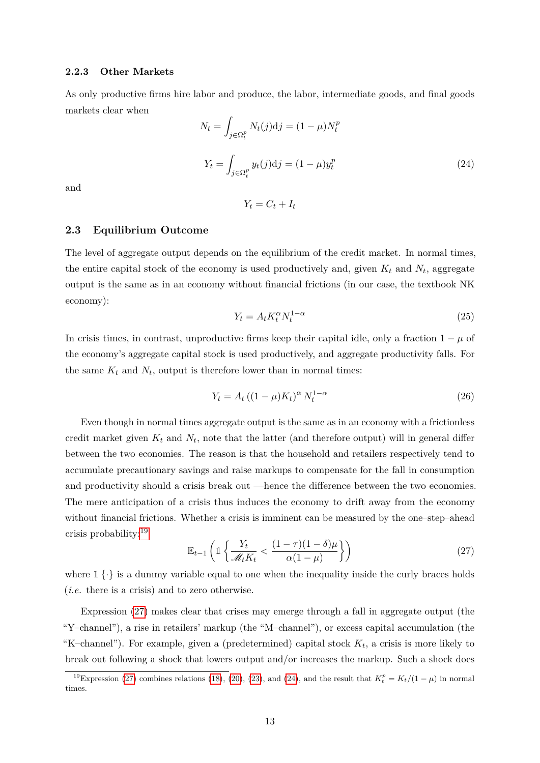### 2.2.3 Other Markets

As only productive firms hire labor and produce, the labor, intermediate goods, and final goods markets clear when

$$N_t = \int_{j \in \Omega_t^p} N_t(j)\mathrm{d}j = (1-\mu)N_t^p$$

$$Y_t = \int_{j \in \Omega_t^p} y_t(j)\mathrm{d}j = (1-\mu)y_t^p \tag{24}$$

and

$$Y_t = C_t + I_t$$

## 2.3 Equilibrium Outcome

The level of aggregate output depends on the equilibrium of the credit market. In normal times, the entire capital stock of the economy is used productively and, given $K_t$ and $N_t$, aggregate output is the same as in an economy without financial frictions (in our case, the textbook NK economy):

$$Y_t = A_t K_t^{\alpha} N_t^{1-\alpha} \tag{25}$$

In crisis times, in contrast, unproductive firms keep their capital idle, only a fraction $1-\mu$ of the economy's aggregate capital stock is used productively, and aggregate productivity falls. For the same $K_t$ and $N_t$, output is therefore lower than in normal times:

$$Y_t = A_t \left((1-\mu)K_t\right)^{\alpha} N_t^{1-\alpha} \tag{26}$$

Even though in normal times aggregate output is the same as in an economy with a frictionless credit market given $K_t$ and $N_t$, note that the latter (and therefore output) will in general differ between the two economies. The reason is that the household and retailers respectively tend to accumulate precautionary savings and raise markups to compensate for the fall in consumption and productivity should a crisis break out —hence the difference between the two economies. The mere anticipation of a crisis thus induces the economy to drift away from the economy without financial frictions. Whether a crisis is imminent can be measured by the one–step–ahead crisis probability:[19]

$$\mathbb{E}_{t-1}\left(\mathbb{1}\left\{\frac{Y_t}{\mathscr{M}_t K_t} < \frac{(1-\tau)(1-\delta)\mu}{\alpha(1-\mu)}\right\}\right) \tag{27}$$

where $\mathbb{1}\{\cdot\}$ is a dummy variable equal to one when the inequality inside the curly braces holds (*i.e.* there is a crisis) and to zero otherwise.

Expression (27) makes clear that crises may emerge through a fall in aggregate output (the "Y–channel"), a rise in retailers' markup (the "M–channel"), or excess capital accumulation (the "K–channel"). For example, given a (predetermined) capital stock $K_t$, a crisis is more likely to break out following a shock that lowers output and/or increases the markup. Such a shock does

[19] Expression (27) combines relations (18), (20), (23), and (24), and the result that $K_t^p = K_t/(1-\mu)$ in normal times.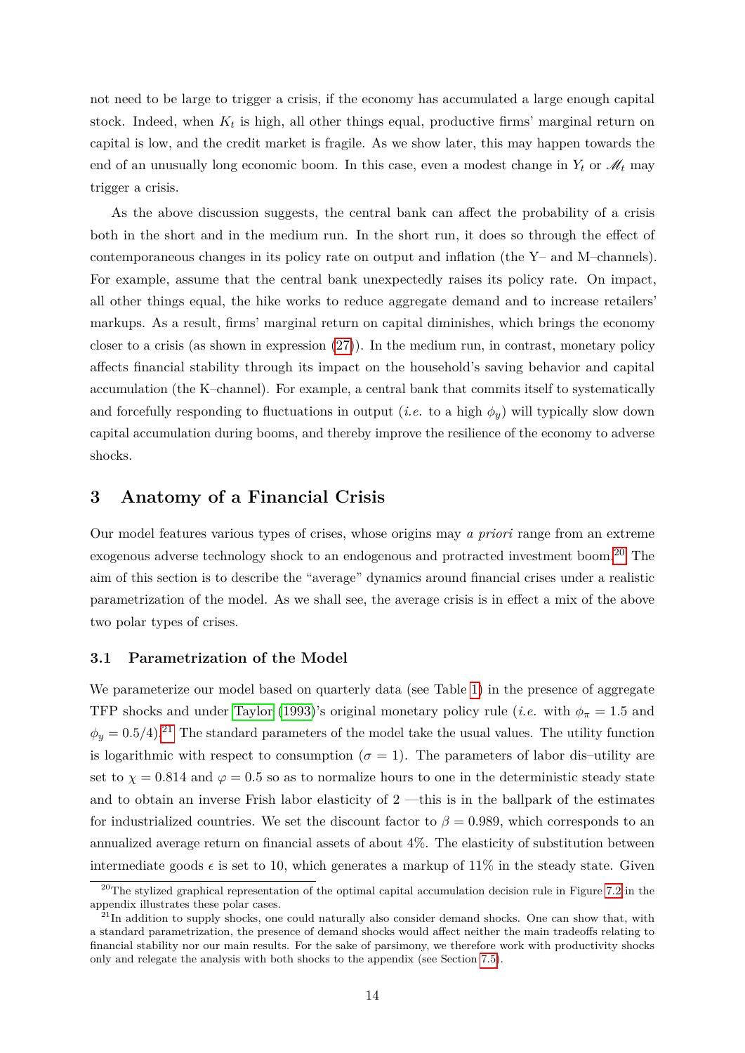not need to be large to trigger a crisis, if the economy has accumulated a large enough capital stock. Indeed, when $K_t$ is high, all other things equal, productive firms' marginal return on capital is low, and the credit market is fragile. As we show later, this may happen towards the end of an unusually long economic boom. In this case, even a modest change in $Y_t$ or $\mathscr{M}_t$ may trigger a crisis.

As the above discussion suggests, the central bank can affect the probability of a crisis both in the short and in the medium run. In the short run, it does so through the effect of contemporaneous changes in its policy rate on output and inflation (the Y– and M–channels). For example, assume that the central bank unexpectedly raises its policy rate. On impact, all other things equal, the hike works to reduce aggregate demand and to increase retailers' markups. As a result, firms' marginal return on capital diminishes, which brings the economy closer to a crisis (as shown in expression (27)). In the medium run, in contrast, monetary policy affects financial stability through its impact on the household's saving behavior and capital accumulation (the K–channel). For example, a central bank that commits itself to systematically and forcefully responding to fluctuations in output (*i.e.* to a high $\phi_y$) will typically slow down capital accumulation during booms, and thereby improve the resilience of the economy to adverse shocks.

## 3 Anatomy of a Financial Crisis

Our model features various types of crises, whose origins may *a priori* range from an extreme exogenous adverse technology shock to an endogenous and protracted investment boom.[20] The aim of this section is to describe the "average" dynamics around financial crises under a realistic parametrization of the model. As we shall see, the average crisis is in effect a mix of the above two polar types of crises.

### 3.1 Parametrization of the Model

We parameterize our model based on quarterly data (see Table 1) in the presence of aggregate TFP shocks and under Taylor (1993)'s original monetary policy rule (*i.e.* with $\phi_\pi = 1.5$ and $\phi_y = 0.5/4$).[21] The standard parameters of the model take the usual values. The utility function is logarithmic with respect to consumption ($\sigma = 1$). The parameters of labor dis–utility are set to $\chi = 0.814$ and $\varphi = 0.5$ so as to normalize hours to one in the deterministic steady state and to obtain an inverse Frish labor elasticity of 2 —this is in the ballpark of the estimates for industrialized countries. We set the discount factor to $\beta = 0.989$, which corresponds to an annualized average return on financial assets of about 4%. The elasticity of substitution between intermediate goods $\epsilon$ is set to 10, which generates a markup of 11% in the steady state. Given

[20] The stylized graphical representation of the optimal capital accumulation decision rule in Figure 7.2 in the appendix illustrates these polar cases.

[21] In addition to supply shocks, one could naturally also consider demand shocks. One can show that, with a standard parametrization, the presence of demand shocks would affect neither the main tradeoffs relating to financial stability nor our main results. For the sake of parsimony, we therefore work with productivity shocks only and relegate the analysis with both shocks to the appendix (see Section 7.5).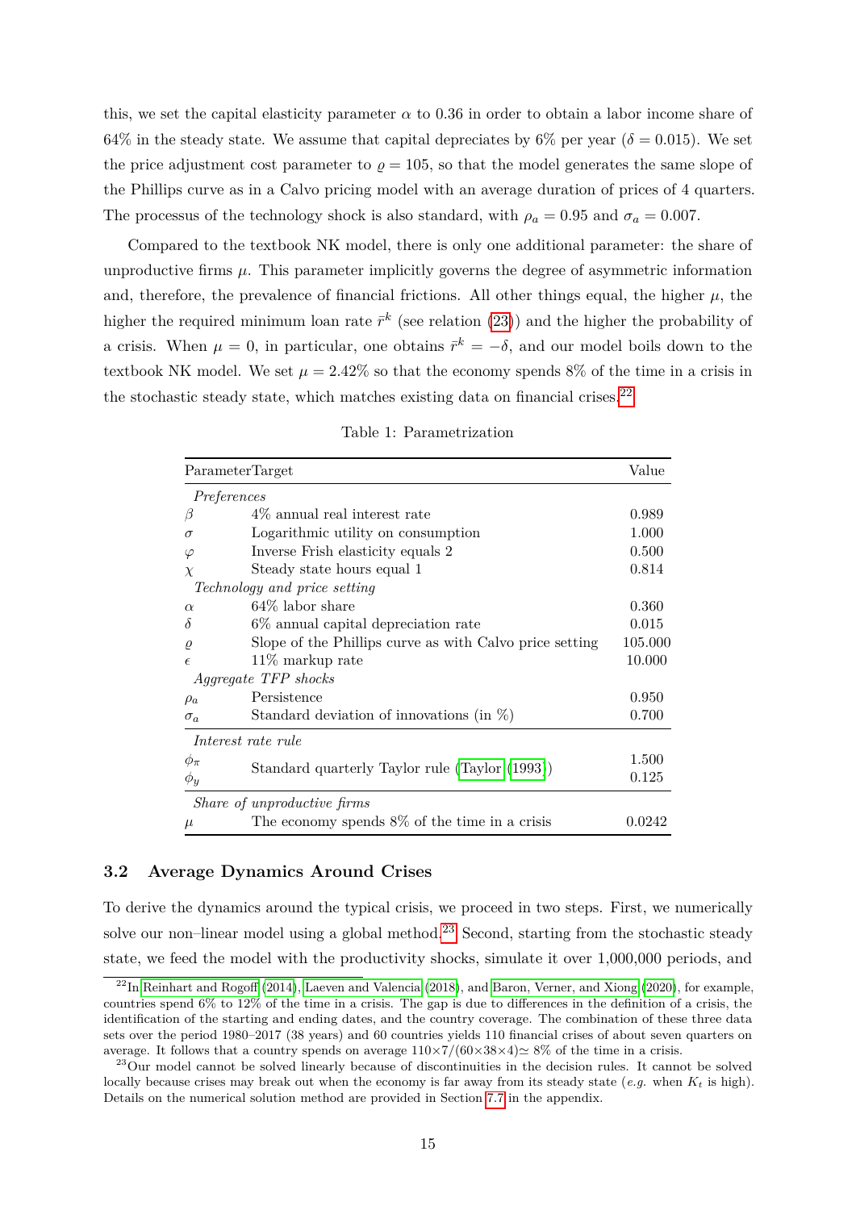this, we set the capital elasticity parameter $\alpha$ to 0.36 in order to obtain a labor income share of 64% in the steady state. We assume that capital depreciates by 6% per year ($\delta = 0.015$). We set the price adjustment cost parameter to $\varrho = 105$, so that the model generates the same slope of the Phillips curve as in a Calvo pricing model with an average duration of prices of 4 quarters. The processus of the technology shock is also standard, with $\rho_a = 0.95$ and $\sigma_a = 0.007$.

Compared to the textbook NK model, there is only one additional parameter: the share of unproductive firms $\mu$. This parameter implicitly governs the degree of asymmetric information and, therefore, the prevalence of financial frictions. All other things equal, the higher $\mu$, the higher the required minimum loan rate $\bar{r}^k$ (see relation (23)) and the higher the probability of a crisis. When $\mu = 0$, in particular, one obtains $\bar{r}^k = -\delta$, and our model boils down to the textbook NK model. We set $\mu = 2.42\%$ so that the economy spends 8% of the time in a crisis in the stochastic steady state, which matches existing data on financial crises.[22]

Table 1: Parametrization

| Parameter | Target | Value |
|---|---|---|
| *Preferences* | | |
| $\beta$ | 4% annual real interest rate | 0.989 |
| $\sigma$ | Logarithmic utility on consumption | 1.000 |
| $\varphi$ | Inverse Frish elasticity equals 2 | 0.500 |
| $\chi$ | Steady state hours equal 1 | 0.814 |
| *Technology and price setting* | | |
| $\alpha$ | 64% labor share | 0.360 |
| $\delta$ | 6% annual capital depreciation rate | 0.015 |
| $\varrho$ | Slope of the Phillips curve as with Calvo price setting | 105.000 |
| $\epsilon$ | 11% markup rate | 10.000 |
| *Aggregate TFP shocks* | | |
| $\rho_a$ | Persistence | 0.950 |
| $\sigma_a$ | Standard deviation of innovations (in %) | 0.700 |
| *Interest rate rule* | | |
| $\phi_\pi$ | Standard quarterly Taylor rule (Taylor (1993)) | 1.500 |
| $\phi_y$ | | 0.125 |
| *Share of unproductive firms* | | |
| $\mu$ | The economy spends 8% of the time in a crisis | 0.0242 |

### 3.2 Average Dynamics Around Crises

To derive the dynamics around the typical crisis, we proceed in two steps. First, we numerically solve our non–linear model using a global method.[23] Second, starting from the stochastic steady state, we feed the model with the productivity shocks, simulate it over 1,000,000 periods, and

[22] In Reinhart and Rogoff (2014), Laeven and Valencia (2018), and Baron, Verner, and Xiong (2020), for example, countries spend 6% to 12% of the time in a crisis. The gap is due to differences in the definition of a crisis, the identification of the starting and ending dates, and the country coverage. The combination of these three data sets over the period 1980–2017 (38 years) and 60 countries yields 110 financial crises of about seven quarters on average. It follows that a country spends on average $110\times7/(60\times38\times4)\simeq 8\%$ of the time in a crisis.

[23] Our model cannot be solved linearly because of discontinuities in the decision rules. It cannot be solved locally because crises may break out when the economy is far away from its steady state (*e.g.* when $K_t$ is high). Details on the numerical solution method are provided in Section 7.7 in the appendix.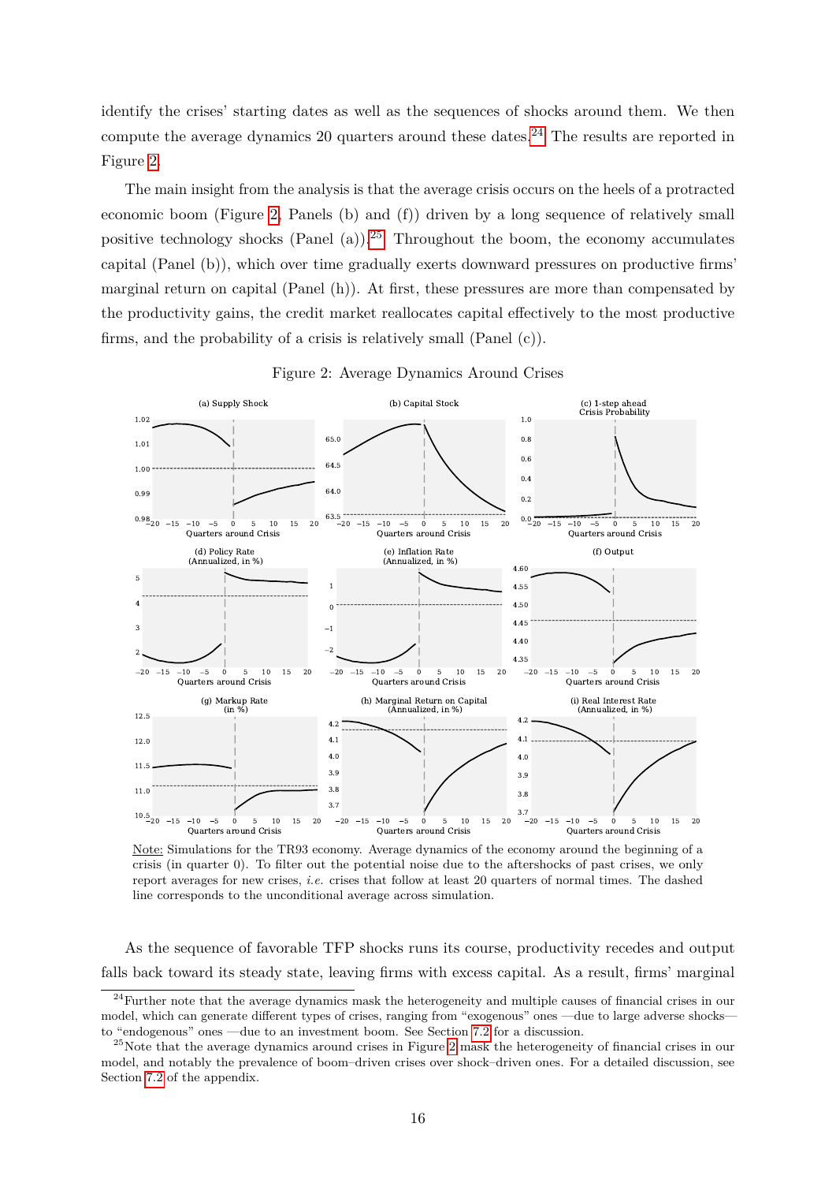identify the crises' starting dates as well as the sequences of shocks around them. We then compute the average dynamics 20 quarters around these dates.[24] The results are reported in Figure 2.

The main insight from the analysis is that the average crisis occurs on the heels of a protracted economic boom (Figure 2, Panels (b) and (f)) driven by a long sequence of relatively small positive technology shocks (Panel (a)).[25] Throughout the boom, the economy accumulates capital (Panel (b)), which over time gradually exerts downward pressures on productive firms' marginal return on capital (Panel (h)). At first, these pressures are more than compensated by the productivity gains, the credit market reallocates capital effectively to the most productive firms, and the probability of a crisis is relatively small (Panel (c)).

Figure 2: Average Dynamics Around Crises

Note: Simulations for the TR93 economy. Average dynamics of the economy around the beginning of a crisis (in quarter 0). To filter out the potential noise due to the aftershocks of past crises, we only report averages for new crises, *i.e.* crises that follow at least 20 quarters of normal times. The dashed line corresponds to the unconditional average across simulation.

As the sequence of favorable TFP shocks runs its course, productivity recedes and output falls back toward its steady state, leaving firms with excess capital. As a result, firms' marginal

[24] Further note that the average dynamics mask the heterogeneity and multiple causes of financial crises in our model, which can generate different types of crises, ranging from "exogenous" ones —due to large adverse shocks— to "endogenous" ones —due to an investment boom. See Section 7.2 for a discussion.

[25] Note that the average dynamics around crises in Figure 2 mask the heterogeneity of financial crises in our model, and notably the prevalence of boom–driven crises over shock–driven ones. For a detailed discussion, see Section 7.2 of the appendix.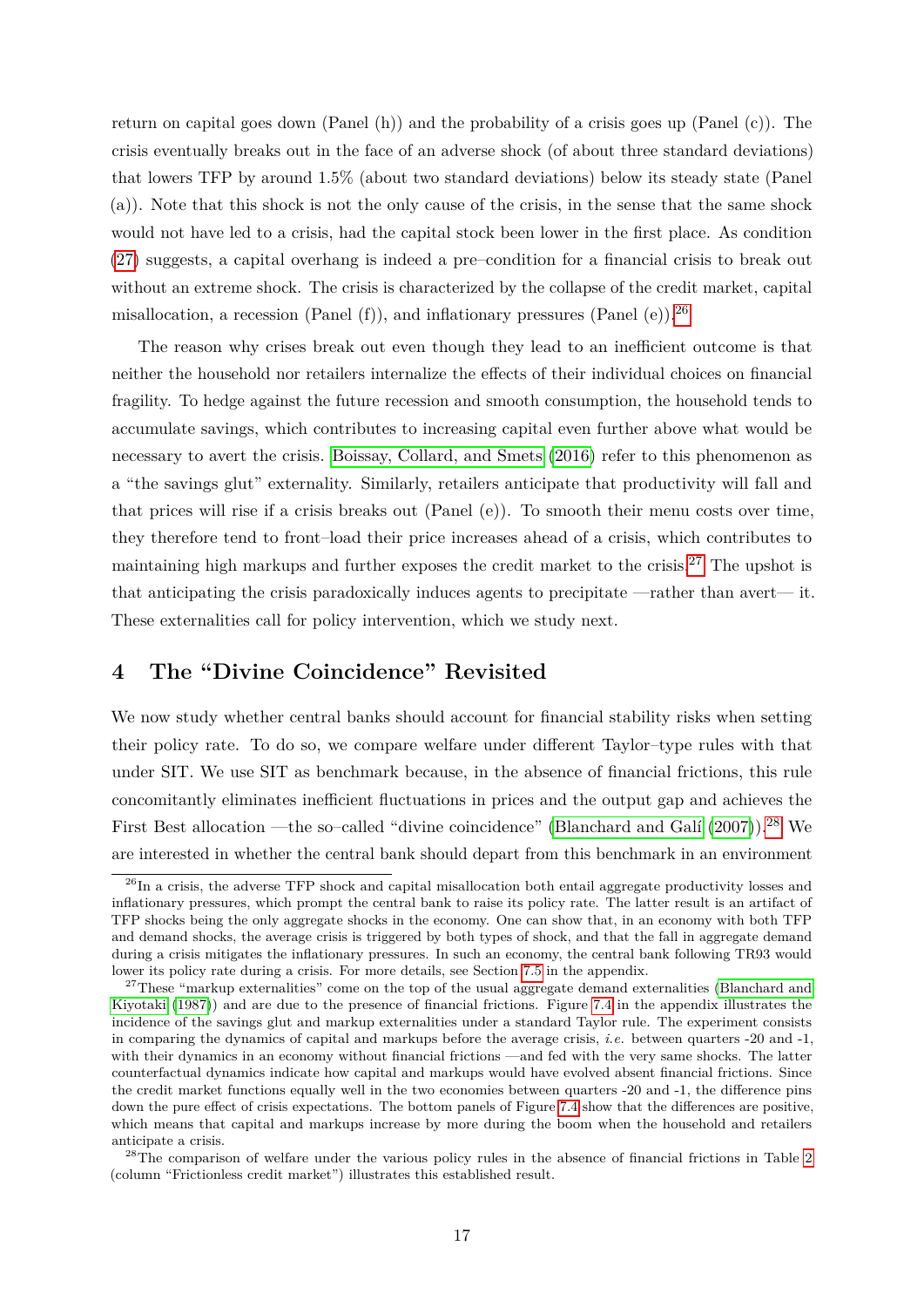return on capital goes down (Panel (h)) and the probability of a crisis goes up (Panel (c)). The crisis eventually breaks out in the face of an adverse shock (of about three standard deviations) that lowers TFP by around 1.5% (about two standard deviations) below its steady state (Panel (a)). Note that this shock is not the only cause of the crisis, in the sense that the same shock would not have led to a crisis, had the capital stock been lower in the first place. As condition (27) suggests, a capital overhang is indeed a pre–condition for a financial crisis to break out without an extreme shock. The crisis is characterized by the collapse of the credit market, capital misallocation, a recession (Panel (f)), and inflationary pressures (Panel (e)).[26]

The reason why crises break out even though they lead to an inefficient outcome is that neither the household nor retailers internalize the effects of their individual choices on financial fragility. To hedge against the future recession and smooth consumption, the household tends to accumulate savings, which contributes to increasing capital even further above what would be necessary to avert the crisis. Boissay, Collard, and Smets (2016) refer to this phenomenon as a "the savings glut" externality. Similarly, retailers anticipate that productivity will fall and that prices will rise if a crisis breaks out (Panel (e)). To smooth their menu costs over time, they therefore tend to front–load their price increases ahead of a crisis, which contributes to maintaining high markups and further exposes the credit market to the crisis.[27] The upshot is that anticipating the crisis paradoxically induces agents to precipitate —rather than avert— it. These externalities call for policy intervention, which we study next.

# 4 The "Divine Coincidence" Revisited

We now study whether central banks should account for financial stability risks when setting their policy rate. To do so, we compare welfare under different Taylor–type rules with that under SIT. We use SIT as benchmark because, in the absence of financial frictions, this rule concomitantly eliminates inefficient fluctuations in prices and the output gap and achieves the First Best allocation —the so–called "divine coincidence" (Blanchard and Galí (2007)).[28] We are interested in whether the central bank should depart from this benchmark in an environment

[26] In a crisis, the adverse TFP shock and capital misallocation both entail aggregate productivity losses and inflationary pressures, which prompt the central bank to raise its policy rate. The latter result is an artifact of TFP shocks being the only aggregate shocks in the economy. One can show that, in an economy with both TFP and demand shocks, the average crisis is triggered by both types of shock, and that the fall in aggregate demand during a crisis mitigates the inflationary pressures. In such an economy, the central bank following TR93 would lower its policy rate during a crisis. For more details, see Section 7.5 in the appendix.

[27] These "markup externalities" come on the top of the usual aggregate demand externalities (Blanchard and Kiyotaki (1987)) and are due to the presence of financial frictions. Figure 7.4 in the appendix illustrates the incidence of the savings glut and markup externalities under a standard Taylor rule. The experiment consists in comparing the dynamics of capital and markups before the average crisis, *i.e.* between quarters -20 and -1, with their dynamics in an economy without financial frictions —and fed with the very same shocks. The latter counterfactual dynamics indicate how capital and markups would have evolved absent financial frictions. Since the credit market functions equally well in the two economies between quarters -20 and -1, the difference pins down the pure effect of crisis expectations. The bottom panels of Figure 7.4 show that the differences are positive, which means that capital and markups increase by more during the boom when the household and retailers anticipate a crisis.

[28] The comparison of welfare under the various policy rules in the absence of financial frictions in Table 2 (column "Frictionless credit market") illustrates this established result.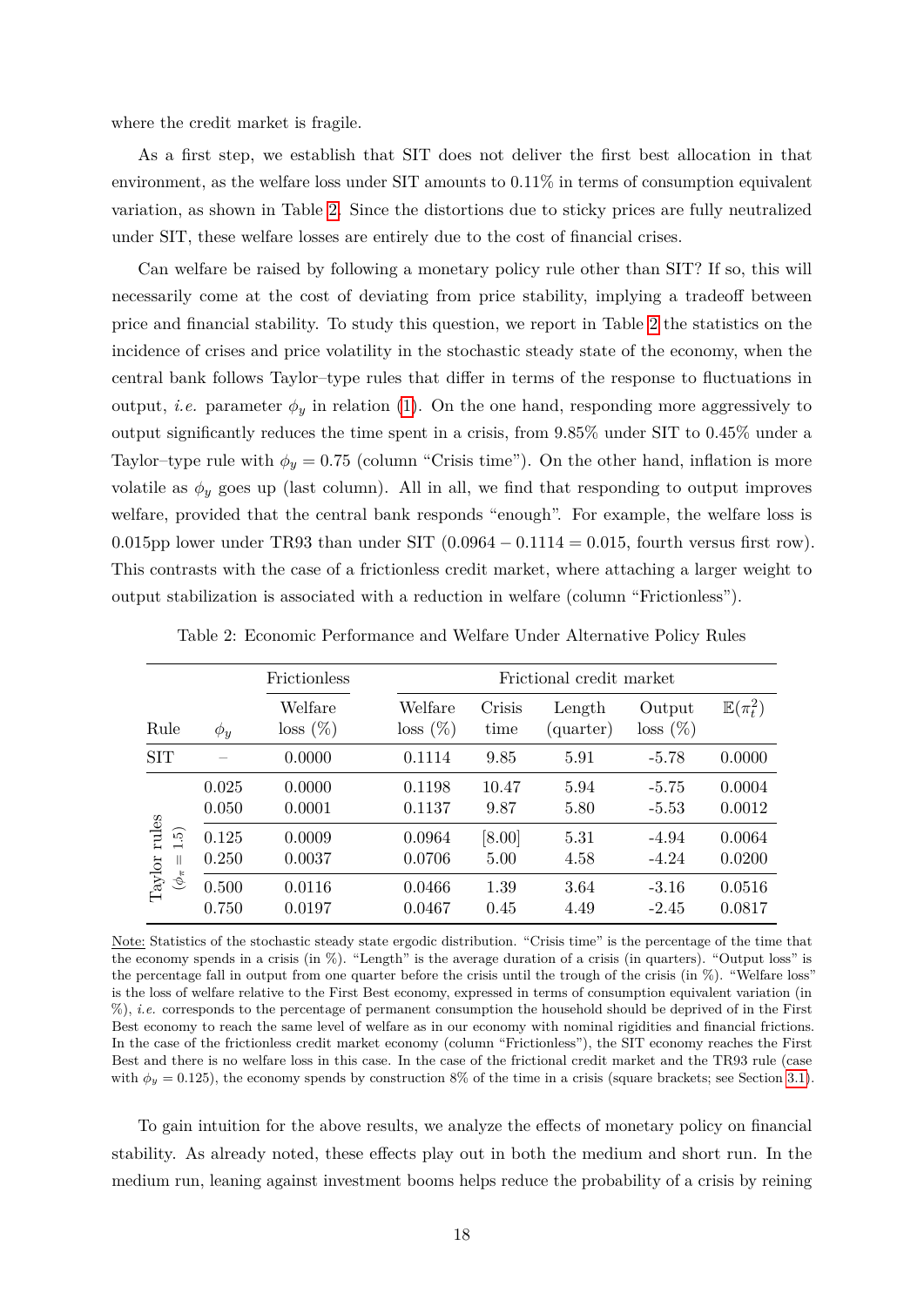where the credit market is fragile.

As a first step, we establish that SIT does not deliver the first best allocation in that environment, as the welfare loss under SIT amounts to 0.11% in terms of consumption equivalent variation, as shown in Table 2. Since the distortions due to sticky prices are fully neutralized under SIT, these welfare losses are entirely due to the cost of financial crises.

Can welfare be raised by following a monetary policy rule other than SIT? If so, this will necessarily come at the cost of deviating from price stability, implying a tradeoff between price and financial stability. To study this question, we report in Table 2 the statistics on the incidence of crises and price volatility in the stochastic steady state of the economy, when the central bank follows Taylor–type rules that differ in terms of the response to fluctuations in output, *i.e.* parameter $\phi_y$ in relation (1). On the one hand, responding more aggressively to output significantly reduces the time spent in a crisis, from 9.85% under SIT to 0.45% under a Taylor–type rule with $\phi_y = 0.75$ (column "Crisis time"). On the other hand, inflation is more volatile as $\phi_y$ goes up (last column). All in all, we find that responding to output improves welfare, provided that the central bank responds "enough". For example, the welfare loss is 0.015pp lower under TR93 than under SIT ($0.0964 - 0.1114 = 0.015$, fourth versus first row). This contrasts with the case of a frictionless credit market, where attaching a larger weight to output stabilization is associated with a reduction in welfare (column "Frictionless").

Table 2: Economic Performance and Welfare Under Alternative Policy Rules

| | | Frictionless | Frictional credit market | | | | |
|---|---|---|---|---|---|---|---|
| Rule | $\phi_y$ | Welfare loss (%) | Welfare loss (%) | Crisis time | Length (quarter) | Output loss (%) | $\mathbb{E}(\pi_t^2)$ |
| SIT | – | 0.0000 | 0.1114 | 9.85 | 5.91 | -5.78 | 0.0000 |
| Taylor rules ($\phi_\pi = 1.5$) | 0.025 | 0.0000 | 0.1198 | 10.47 | 5.94 | -5.75 | 0.0004 |
| | 0.050 | 0.0001 | 0.1137 | 9.87 | 5.80 | -5.53 | 0.0012 |
| | 0.125 | 0.0009 | 0.0964 | [8.00] | 5.31 | -4.94 | 0.0064 |
| | 0.250 | 0.0037 | 0.0706 | 5.00 | 4.58 | -4.24 | 0.0200 |
| | 0.500 | 0.0116 | 0.0466 | 1.39 | 3.64 | -3.16 | 0.0516 |
| | 0.750 | 0.0197 | 0.0467 | 0.45 | 4.49 | -2.45 | 0.0817 |

Note: Statistics of the stochastic steady state ergodic distribution. "Crisis time" is the percentage of the time that the economy spends in a crisis (in %). "Length" is the average duration of a crisis (in quarters). "Output loss" is the percentage fall in output from one quarter before the crisis until the trough of the crisis (in %). "Welfare loss" is the loss of welfare relative to the First Best economy, expressed in terms of consumption equivalent variation (in %), *i.e.* corresponds to the percentage of permanent consumption the household should be deprived of in the First Best economy to reach the same level of welfare as in our economy with nominal rigidities and financial frictions. In the case of the frictionless credit market economy (column "Frictionless"), the SIT economy reaches the First Best and there is no welfare loss in this case. In the case of the frictional credit market and the TR93 rule (case with $\phi_y = 0.125$), the economy spends by construction 8% of the time in a crisis (square brackets; see Section 3.1).

To gain intuition for the above results, we analyze the effects of monetary policy on financial stability. As already noted, these effects play out in both the medium and short run. In the medium run, leaning against investment booms helps reduce the probability of a crisis by reining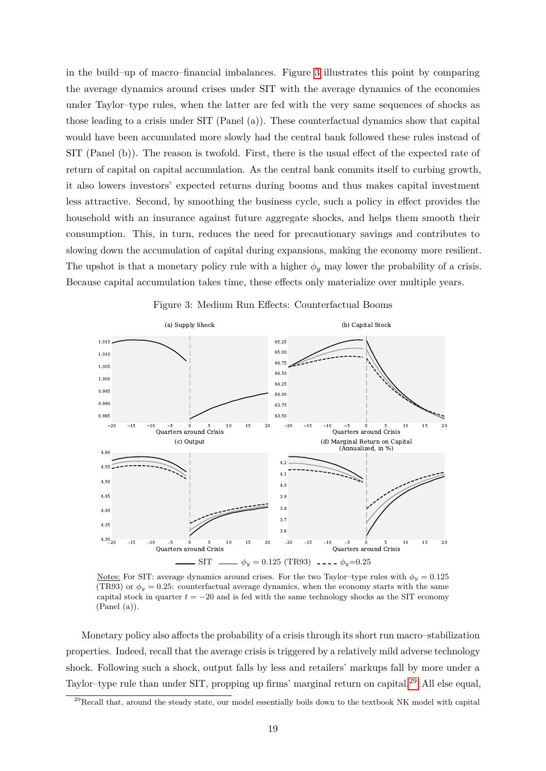in the build–up of macro–financial imbalances. Figure 3 illustrates this point by comparing the average dynamics around crises under SIT with the average dynamics of the economies under Taylor–type rules, when the latter are fed with the very same sequences of shocks as those leading to a crisis under SIT (Panel (a)). These counterfactual dynamics show that capital would have been accumulated more slowly had the central bank followed these rules instead of SIT (Panel (b)). The reason is twofold. First, there is the usual effect of the expected rate of return of capital on capital accumulation. As the central bank commits itself to curbing growth, it also lowers investors' expected returns during booms and thus makes capital investment less attractive. Second, by smoothing the business cycle, such a policy in effect provides the household with an insurance against future aggregate shocks, and helps them smooth their consumption. This, in turn, reduces the need for precautionary savings and contributes to slowing down the accumulation of capital during expansions, making the economy more resilient. The upshot is that a monetary policy rule with a higher $\phi_y$ may lower the probability of a crisis. Because capital accumulation takes time, these effects only materialize over multiple years.

Figure 3: Medium Run Effects: Counterfactual Booms

Notes: For SIT: average dynamics around crises. For the two Taylor–type rules with $\phi_y = 0.125$ (TR93) or $\phi_y = 0.25$: counterfactual average dynamics, when the economy starts with the same capital stock in quarter $t = -20$ and is fed with the same technology shocks as the SIT economy (Panel (a)).

Monetary policy also affects the probability of a crisis through its short run macro–stabilization properties. Indeed, recall that the average crisis is triggered by a relatively mild adverse technology shock. Following such a shock, output falls by less and retailers' markups fall by more under a Taylor–type rule than under SIT, propping up firms' marginal return on capital.[29] All else equal,

[29] Recall that, around the steady state, our model essentially boils down to the textbook NK model with capital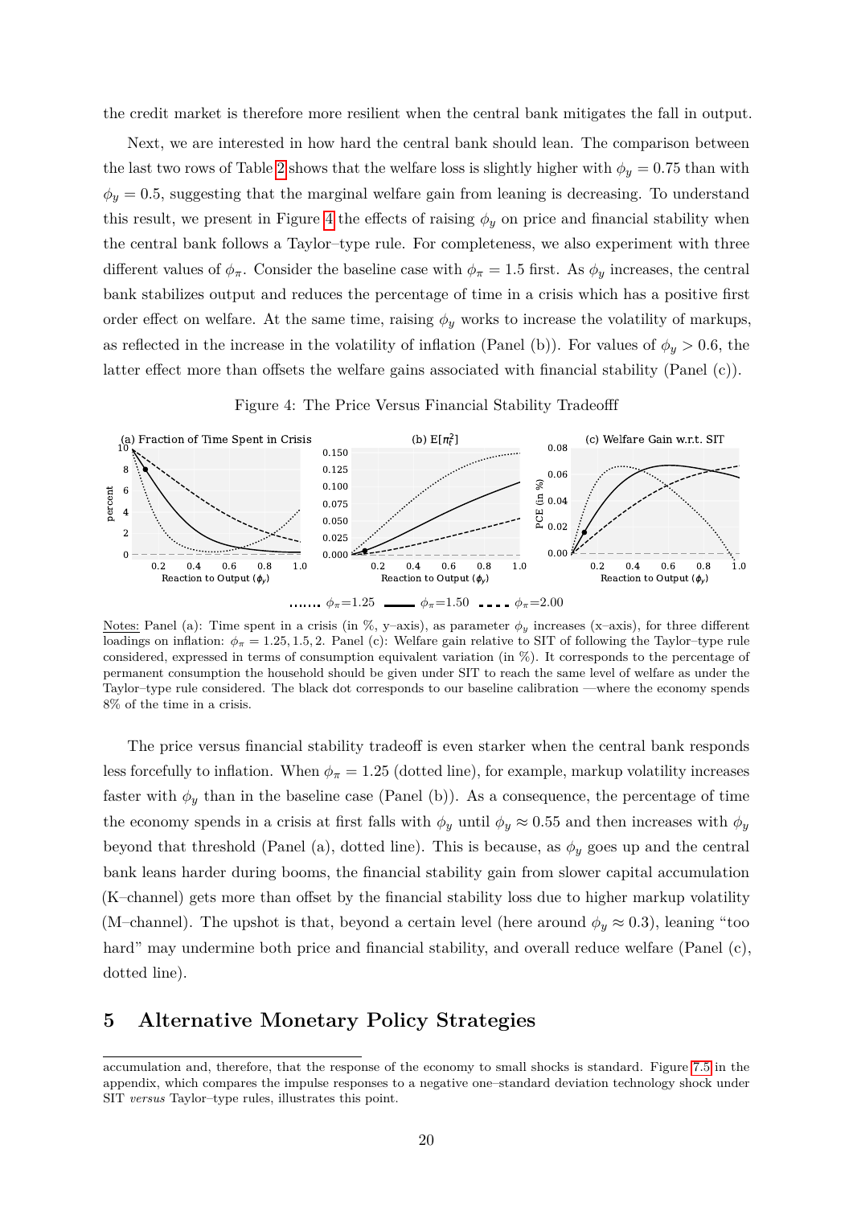the credit market is therefore more resilient when the central bank mitigates the fall in output.

Next, we are interested in how hard the central bank should lean. The comparison between the last two rows of Table 2 shows that the welfare loss is slightly higher with $\phi_y = 0.75$ than with $\phi_y = 0.5$, suggesting that the marginal welfare gain from leaning is decreasing. To understand this result, we present in Figure 4 the effects of raising $\phi_y$ on price and financial stability when the central bank follows a Taylor–type rule. For completeness, we also experiment with three different values of $\phi_\pi$. Consider the baseline case with $\phi_\pi = 1.5$ first. As $\phi_y$ increases, the central bank stabilizes output and reduces the percentage of time in a crisis which has a positive first order effect on welfare. At the same time, raising $\phi_y$ works to increase the volatility of markups, as reflected in the increase in the volatility of inflation (Panel (b)). For values of $\phi_y > 0.6$, the latter effect more than offsets the welfare gains associated with financial stability (Panel (c)).

Figure 4: The Price Versus Financial Stability Tradeofff

Notes: Panel (a): Time spent in a crisis (in %, y–axis), as parameter $\phi_y$ increases (x–axis), for three different loadings on inflation: $\phi_\pi = 1.25, 1.5, 2$. Panel (c): Welfare gain relative to SIT of following the Taylor–type rule considered, expressed in terms of consumption equivalent variation (in %). It corresponds to the percentage of permanent consumption the household should be given under SIT to reach the same level of welfare as under the Taylor–type rule considered. The black dot corresponds to our baseline calibration —where the economy spends 8% of the time in a crisis.

The price versus financial stability tradeoff is even starker when the central bank responds less forcefully to inflation. When $\phi_\pi = 1.25$ (dotted line), for example, markup volatility increases faster with $\phi_y$ than in the baseline case (Panel (b)). As a consequence, the percentage of time the economy spends in a crisis at first falls with $\phi_y$ until $\phi_y \approx 0.55$ and then increases with $\phi_y$ beyond that threshold (Panel (a), dotted line). This is because, as $\phi_y$ goes up and the central bank leans harder during booms, the financial stability gain from slower capital accumulation (K–channel) gets more than offset by the financial stability loss due to higher markup volatility (M–channel). The upshot is that, beyond a certain level (here around $\phi_y \approx 0.3$), leaning "too hard" may undermine both price and financial stability, and overall reduce welfare (Panel (c), dotted line).

# 5 Alternative Monetary Policy Strategies

accumulation and, therefore, that the response of the economy to small shocks is standard. Figure 7.5 in the appendix, which compares the impulse responses to a negative one–standard deviation technology shock under SIT *versus* Taylor–type rules, illustrates this point.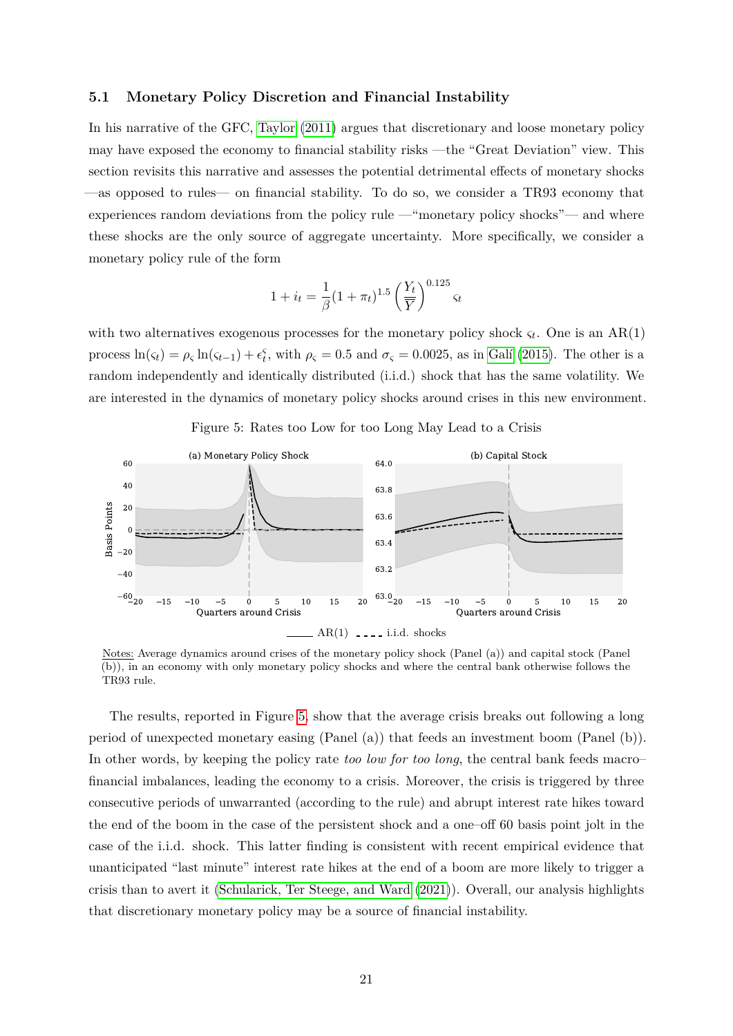### 5.1 Monetary Policy Discretion and Financial Instability

In his narrative of the GFC, Taylor (2011) argues that discretionary and loose monetary policy may have exposed the economy to financial stability risks —the "Great Deviation" view. This section revisits this narrative and assesses the potential detrimental effects of monetary shocks —as opposed to rules— on financial stability. To do so, we consider a TR93 economy that experiences random deviations from the policy rule —"monetary policy shocks"— and where these shocks are the only source of aggregate uncertainty. More specifically, we consider a monetary policy rule of the form

$$1 + i_t = \frac{1}{\beta}(1 + \pi_t)^{1.5} \left(\frac{Y_t}{\overline{\overline{Y}}}\right)^{0.125} \varsigma_t$$

with two alternatives exogenous processes for the monetary policy shock $\varsigma_t$. One is an AR(1) process $\ln(\varsigma_t) = \rho_\varsigma \ln(\varsigma_{t-1}) + \epsilon_t^\varsigma$, with $\rho_\varsigma = 0.5$ and $\sigma_\varsigma = 0.0025$, as in Galí (2015). The other is a random independently and identically distributed (i.i.d.) shock that has the same volatility. We are interested in the dynamics of monetary policy shocks around crises in this new environment.

Figure 5: Rates too Low for too Long May Lead to a Crisis

Notes: Average dynamics around crises of the monetary policy shock (Panel (a)) and capital stock (Panel (b)), in an economy with only monetary policy shocks and where the central bank otherwise follows the TR93 rule.

The results, reported in Figure 5, show that the average crisis breaks out following a long period of unexpected monetary easing (Panel (a)) that feeds an investment boom (Panel (b)). In other words, by keeping the policy rate *too low for too long*, the central bank feeds macro–financial imbalances, leading the economy to a crisis. Moreover, the crisis is triggered by three consecutive periods of unwarranted (according to the rule) and abrupt interest rate hikes toward the end of the boom in the case of the persistent shock and a one–off 60 basis point jolt in the case of the i.i.d. shock. This latter finding is consistent with recent empirical evidence that unanticipated "last minute" interest rate hikes at the end of a boom are more likely to trigger a crisis than to avert it (Schularick, Ter Steege, and Ward (2021)). Overall, our analysis highlights that discretionary monetary policy may be a source of financial instability.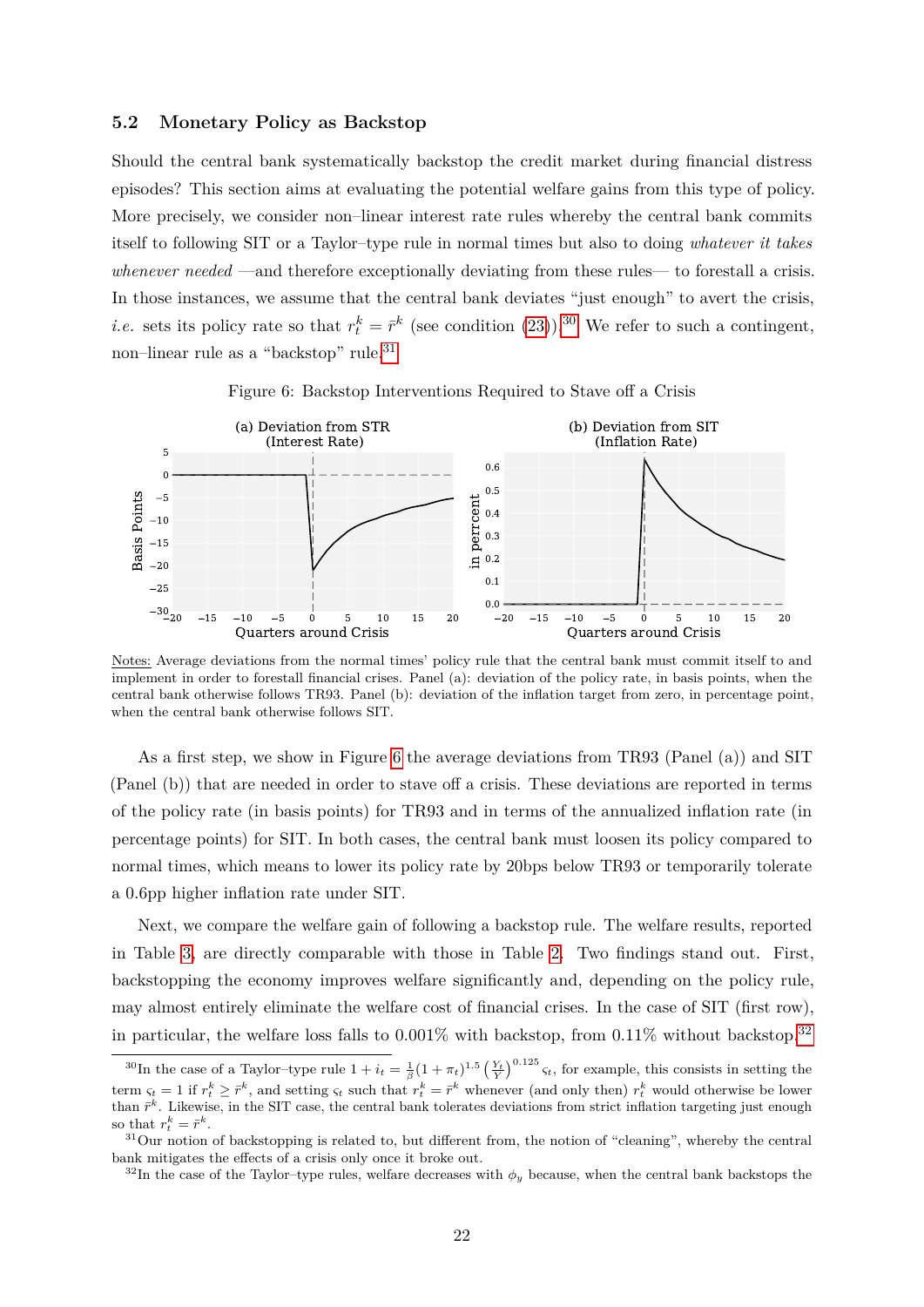### 5.2 Monetary Policy as Backstop

Should the central bank systematically backstop the credit market during financial distress episodes? This section aims at evaluating the potential welfare gains from this type of policy. More precisely, we consider non–linear interest rate rules whereby the central bank commits itself to following SIT or a Taylor–type rule in normal times but also to doing *whatever it takes whenever needed* —and therefore exceptionally deviating from these rules— to forestall a crisis. In those instances, we assume that the central bank deviates "just enough" to avert the crisis, *i.e.* sets its policy rate so that $r_t^k = \bar{r}^k$ (see condition (23)).[30] We refer to such a contingent, non–linear rule as a "backstop" rule.[31]

Figure 6: Backstop Interventions Required to Stave off a Crisis

Notes: Average deviations from the normal times' policy rule that the central bank must commit itself to and implement in order to forestall financial crises. Panel (a): deviation of the policy rate, in basis points, when the central bank otherwise follows TR93. Panel (b): deviation of the inflation target from zero, in percentage point, when the central bank otherwise follows SIT.

As a first step, we show in Figure 6 the average deviations from TR93 (Panel (a)) and SIT (Panel (b)) that are needed in order to stave off a crisis. These deviations are reported in terms of the policy rate (in basis points) for TR93 and in terms of the annualized inflation rate (in percentage points) for SIT. In both cases, the central bank must loosen its policy compared to normal times, which means to lower its policy rate by 20bps below TR93 or temporarily tolerate a 0.6pp higher inflation rate under SIT.

Next, we compare the welfare gain of following a backstop rule. The welfare results, reported in Table 3, are directly comparable with those in Table 2. Two findings stand out. First, backstopping the economy improves welfare significantly and, depending on the policy rule, may almost entirely eliminate the welfare cost of financial crises. In the case of SIT (first row), in particular, the welfare loss falls to 0.001% with backstop, from 0.11% without backstop.[32]

---

[30] In the case of a Taylor–type rule $1 + i_t = \frac{1}{\beta}(1 + \pi_t)^{1.5}\left(\frac{Y_t}{Y}\right)^{0.125}\varsigma_t$, for example, this consists in setting the term $\varsigma_t = 1$ if $r_t^k \geq \bar{r}^k$, and setting $\varsigma_t$ such that $r_t^k = \bar{r}^k$ whenever (and only then) $r_t^k$ would otherwise be lower than $\bar{r}^k$. Likewise, in the SIT case, the central bank tolerates deviations from strict inflation targeting just enough so that $r_t^k = \bar{r}^k$.

[31] Our notion of backstopping is related to, but different from, the notion of "cleaning", whereby the central bank mitigates the effects of a crisis only once it broke out.

[32] In the case of the Taylor–type rules, welfare decreases with $\phi_y$ because, when the central bank backstops the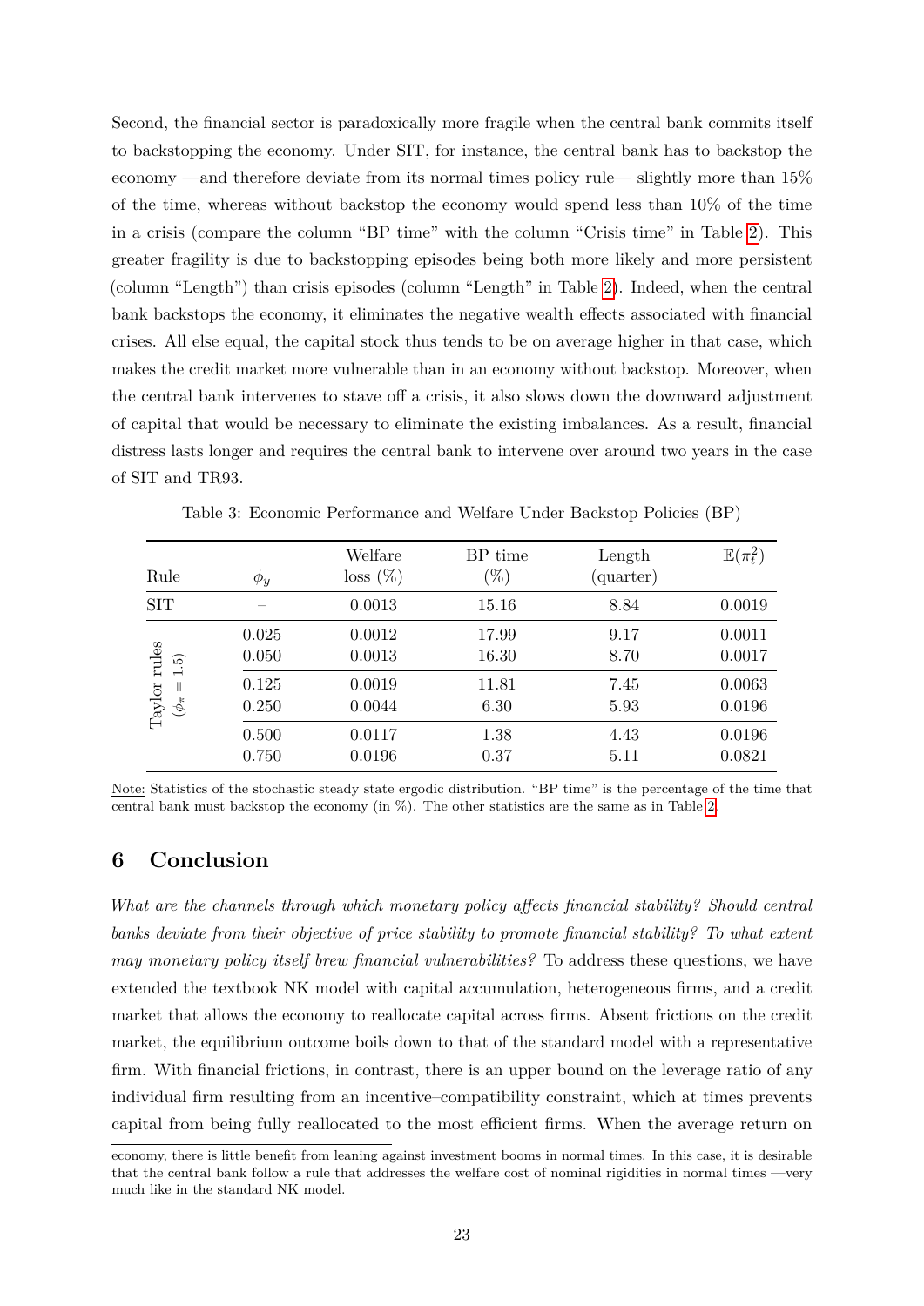Second, the financial sector is paradoxically more fragile when the central bank commits itself to backstopping the economy. Under SIT, for instance, the central bank has to backstop the economy —and therefore deviate from its normal times policy rule— slightly more than 15% of the time, whereas without backstop the economy would spend less than 10% of the time in a crisis (compare the column "BP time" with the column "Crisis time" in Table 2). This greater fragility is due to backstopping episodes being both more likely and more persistent (column "Length") than crisis episodes (column "Length" in Table 2). Indeed, when the central bank backstops the economy, it eliminates the negative wealth effects associated with financial crises. All else equal, the capital stock thus tends to be on average higher in that case, which makes the credit market more vulnerable than in an economy without backstop. Moreover, when the central bank intervenes to stave off a crisis, it also slows down the downward adjustment of capital that would be necessary to eliminate the existing imbalances. As a result, financial distress lasts longer and requires the central bank to intervene over around two years in the case of SIT and TR93.

Table 3: Economic Performance and Welfare Under Backstop Policies (BP)

| Rule | $\phi_y$ | Welfare loss (%) | BP time (%) | Length (quarter) | $\mathbb{E}(\pi_t^2)$ |
|---|---|---|---|---|---|
| SIT | – | 0.0013 | 15.16 | 8.84 | 0.0019 |
| Taylor rules ($\phi_\pi = 1.5$) | 0.025 | 0.0012 | 17.99 | 9.17 | 0.0011 |
| | 0.050 | 0.0013 | 16.30 | 8.70 | 0.0017 |
| | 0.125 | 0.0019 | 11.81 | 7.45 | 0.0063 |
| | 0.250 | 0.0044 | 6.30 | 5.93 | 0.0196 |
| | 0.500 | 0.0117 | 1.38 | 4.43 | 0.0196 |
| | 0.750 | 0.0196 | 0.37 | 5.11 | 0.0821 |

Note: Statistics of the stochastic steady state ergodic distribution. "BP time" is the percentage of the time that central bank must backstop the economy (in %). The other statistics are the same as in Table 2.

## 6 Conclusion

*What are the channels through which monetary policy affects financial stability? Should central banks deviate from their objective of price stability to promote financial stability? To what extent may monetary policy itself brew financial vulnerabilities?* To address these questions, we have extended the textbook NK model with capital accumulation, heterogeneous firms, and a credit market that allows the economy to reallocate capital across firms. Absent frictions on the credit market, the equilibrium outcome boils down to that of the standard model with a representative firm. With financial frictions, in contrast, there is an upper bound on the leverage ratio of any individual firm resulting from an incentive–compatibility constraint, which at times prevents capital from being fully reallocated to the most efficient firms. When the average return on

economy, there is little benefit from leaning against investment booms in normal times. In this case, it is desirable that the central bank follow a rule that addresses the welfare cost of nominal rigidities in normal times —very much like in the standard NK model.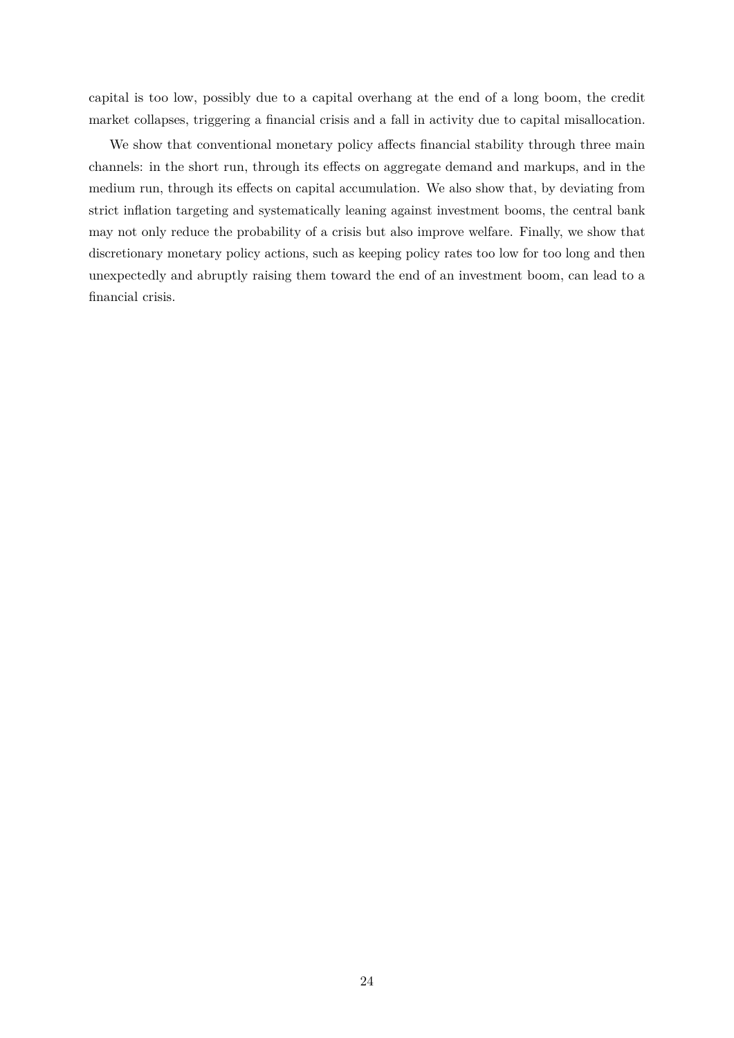capital is too low, possibly due to a capital overhang at the end of a long boom, the credit market collapses, triggering a financial crisis and a fall in activity due to capital misallocation.

We show that conventional monetary policy affects financial stability through three main channels: in the short run, through its effects on aggregate demand and markups, and in the medium run, through its effects on capital accumulation. We also show that, by deviating from strict inflation targeting and systematically leaning against investment booms, the central bank may not only reduce the probability of a crisis but also improve welfare. Finally, we show that discretionary monetary policy actions, such as keeping policy rates too low for too long and then unexpectedly and abruptly raising them toward the end of an investment boom, can lead to a financial crisis.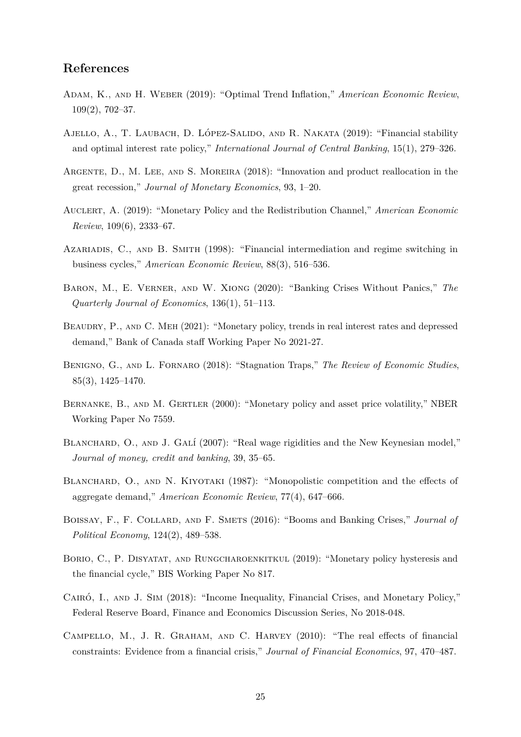## References

Adam, K., and H. Weber (2019): "Optimal Trend Inflation," *American Economic Review*, 109(2), 702–37.

Ajello, A., T. Laubach, D. López-Salido, and R. Nakata (2019): "Financial stability and optimal interest rate policy," *International Journal of Central Banking*, 15(1), 279–326.

Argente, D., M. Lee, and S. Moreira (2018): "Innovation and product reallocation in the great recession," *Journal of Monetary Economics*, 93, 1–20.

Auclert, A. (2019): "Monetary Policy and the Redistribution Channel," *American Economic Review*, 109(6), 2333–67.

Azariadis, C., and B. Smith (1998): "Financial intermediation and regime switching in business cycles," *American Economic Review*, 88(3), 516–536.

Baron, M., E. Verner, and W. Xiong (2020): "Banking Crises Without Panics," *The Quarterly Journal of Economics*, 136(1), 51–113.

Beaudry, P., and C. Meh (2021): "Monetary policy, trends in real interest rates and depressed demand," Bank of Canada staff Working Paper No 2021-27.

Benigno, G., and L. Fornaro (2018): "Stagnation Traps," *The Review of Economic Studies*, 85(3), 1425–1470.

Bernanke, B., and M. Gertler (2000): "Monetary policy and asset price volatility," NBER Working Paper No 7559.

Blanchard, O., and J. Galí (2007): "Real wage rigidities and the New Keynesian model," *Journal of money, credit and banking*, 39, 35–65.

Blanchard, O., and N. Kiyotaki (1987): "Monopolistic competition and the effects of aggregate demand," *American Economic Review*, 77(4), 647–666.

Boissay, F., F. Collard, and F. Smets (2016): "Booms and Banking Crises," *Journal of Political Economy*, 124(2), 489–538.

Borio, C., P. Disyatat, and Rungcharoenkitkul (2019): "Monetary policy hysteresis and the financial cycle," BIS Working Paper No 817.

Cairó, I., and J. Sim (2018): "Income Inequality, Financial Crises, and Monetary Policy," Federal Reserve Board, Finance and Economics Discussion Series, No 2018-048.

Campello, M., J. R. Graham, and C. Harvey (2010): "The real effects of financial constraints: Evidence from a financial crisis," *Journal of Financial Economics*, 97, 470–487.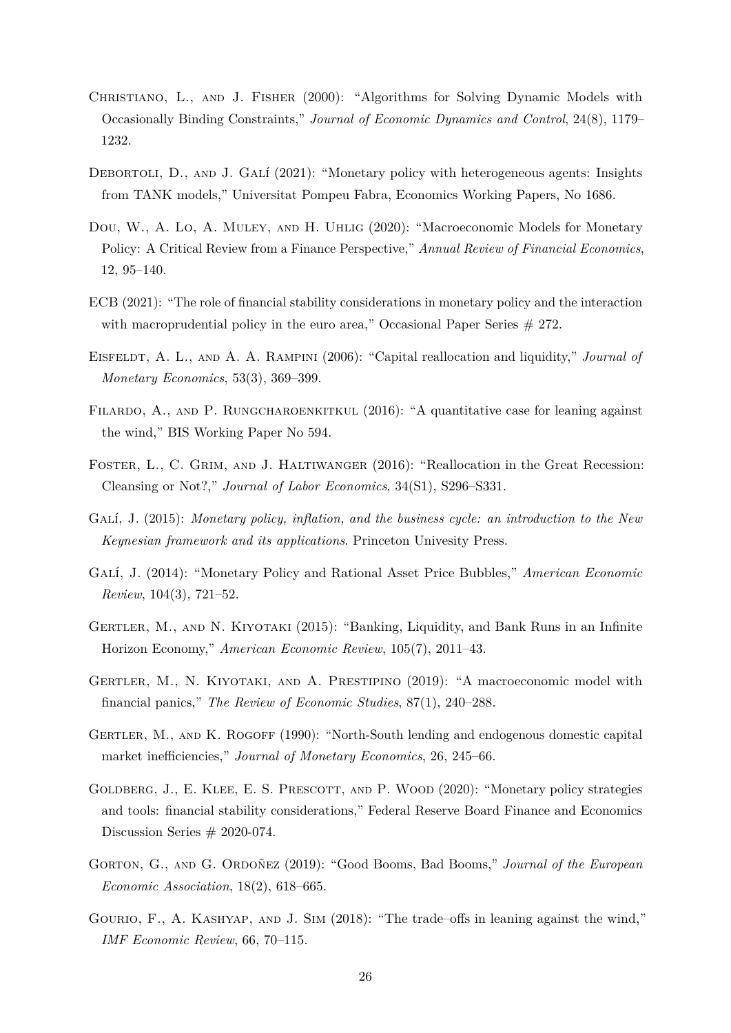Christiano, L., and J. Fisher (2000): "Algorithms for Solving Dynamic Models with Occasionally Binding Constraints," *Journal of Economic Dynamics and Control*, 24(8), 1179–1232.

Debortoli, D., and J. Galí (2021): "Monetary policy with heterogeneous agents: Insights from TANK models," Universitat Pompeu Fabra, Economics Working Papers, No 1686.

Dou, W., A. Lo, A. Muley, and H. Uhlig (2020): "Macroeconomic Models for Monetary Policy: A Critical Review from a Finance Perspective," *Annual Review of Financial Economics*, 12, 95–140.

ECB (2021): "The role of financial stability considerations in monetary policy and the interaction with macroprudential policy in the euro area," Occasional Paper Series # 272.

Eisfeldt, A. L., and A. A. Rampini (2006): "Capital reallocation and liquidity," *Journal of Monetary Economics*, 53(3), 369–399.

Filardo, A., and P. Rungcharoenkitkul (2016): "A quantitative case for leaning against the wind," BIS Working Paper No 594.

Foster, L., C. Grim, and J. Haltiwanger (2016): "Reallocation in the Great Recession: Cleansing or Not?," *Journal of Labor Economics*, 34(S1), S296–S331.

Galí, J. (2015): *Monetary policy, inflation, and the business cycle: an introduction to the New Keynesian framework and its applications*. Princeton Univesity Press.

Galí, J. (2014): "Monetary Policy and Rational Asset Price Bubbles," *American Economic Review*, 104(3), 721–52.

Gertler, M., and N. Kiyotaki (2015): "Banking, Liquidity, and Bank Runs in an Infinite Horizon Economy," *American Economic Review*, 105(7), 2011–43.

Gertler, M., N. Kiyotaki, and A. Prestipino (2019): "A macroeconomic model with financial panics," *The Review of Economic Studies*, 87(1), 240–288.

Gertler, M., and K. Rogoff (1990): "North-South lending and endogenous domestic capital market inefficiencies," *Journal of Monetary Economics*, 26, 245–66.

Goldberg, J., E. Klee, E. S. Prescott, and P. Wood (2020): "Monetary policy strategies and tools: financial stability considerations," Federal Reserve Board Finance and Economics Discussion Series # 2020-074.

Gorton, G., and G. Ordoñez (2019): "Good Booms, Bad Booms," *Journal of the European Economic Association*, 18(2), 618–665.

Gourio, F., A. Kashyap, and J. Sim (2018): "The trade–offs in leaning against the wind," *IMF Economic Review*, 66, 70–115.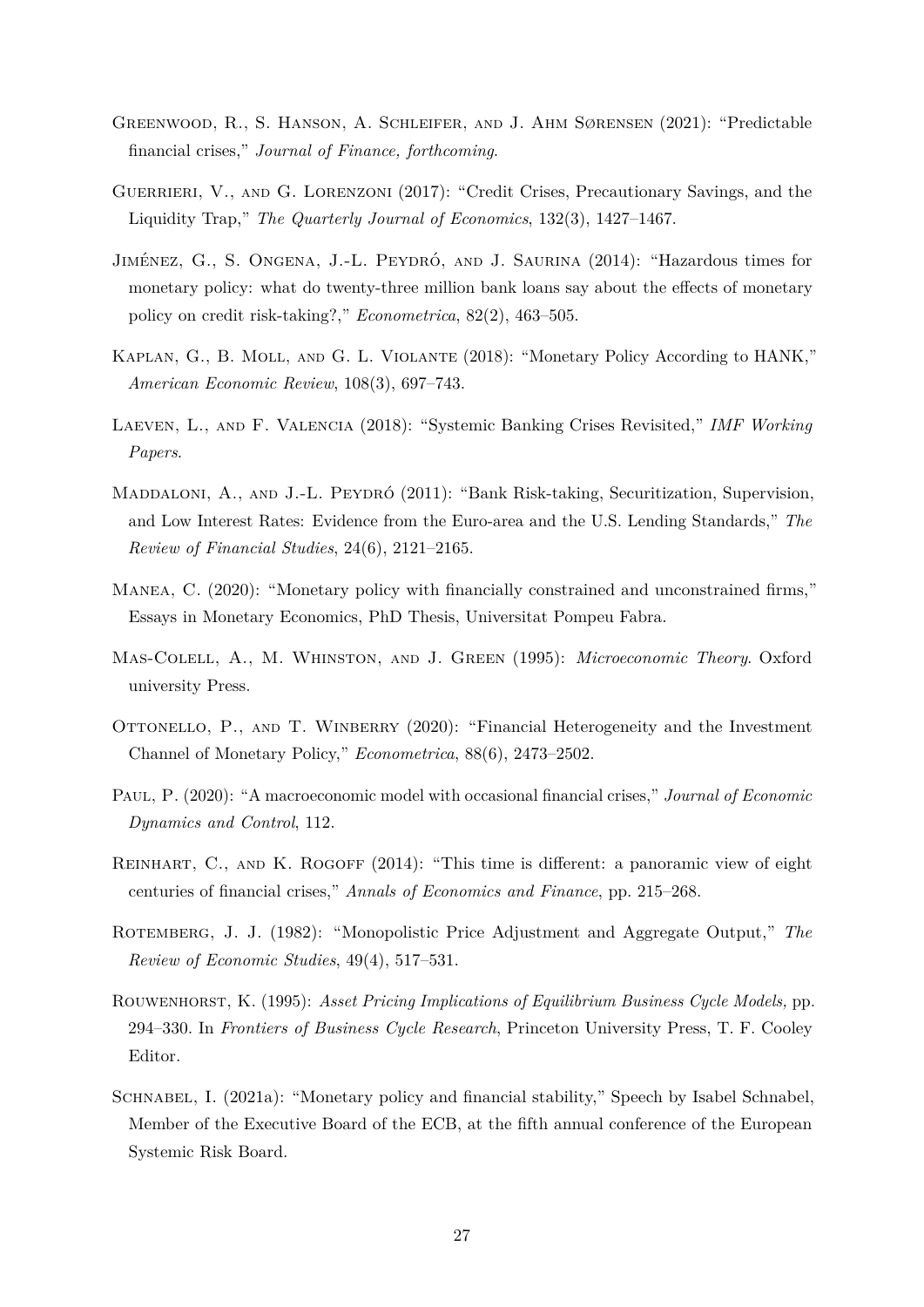Greenwood, R., S. Hanson, A. Schleifer, and J. Ahm Sørensen (2021): "Predictable financial crises," *Journal of Finance, forthcoming*.

Guerrieri, V., and G. Lorenzoni (2017): "Credit Crises, Precautionary Savings, and the Liquidity Trap," *The Quarterly Journal of Economics*, 132(3), 1427–1467.

Jiménez, G., S. Ongena, J.-L. Peydró, and J. Saurina (2014): "Hazardous times for monetary policy: what do twenty-three million bank loans say about the effects of monetary policy on credit risk-taking?," *Econometrica*, 82(2), 463–505.

Kaplan, G., B. Moll, and G. L. Violante (2018): "Monetary Policy According to HANK," *American Economic Review*, 108(3), 697–743.

Laeven, L., and F. Valencia (2018): "Systemic Banking Crises Revisited," *IMF Working Papers*.

Maddaloni, A., and J.-L. Peydró (2011): "Bank Risk-taking, Securitization, Supervision, and Low Interest Rates: Evidence from the Euro-area and the U.S. Lending Standards," *The Review of Financial Studies*, 24(6), 2121–2165.

Manea, C. (2020): "Monetary policy with financially constrained and unconstrained firms," Essays in Monetary Economics, PhD Thesis, Universitat Pompeu Fabra.

Mas-Colell, A., M. Whinston, and J. Green (1995): *Microeconomic Theory*. Oxford university Press.

Ottonello, P., and T. Winberry (2020): "Financial Heterogeneity and the Investment Channel of Monetary Policy," *Econometrica*, 88(6), 2473–2502.

Paul, P. (2020): "A macroeconomic model with occasional financial crises," *Journal of Economic Dynamics and Control*, 112.

Reinhart, C., and K. Rogoff (2014): "This time is different: a panoramic view of eight centuries of financial crises," *Annals of Economics and Finance*, pp. 215–268.

Rotemberg, J. J. (1982): "Monopolistic Price Adjustment and Aggregate Output," *The Review of Economic Studies*, 49(4), 517–531.

Rouwenhorst, K. (1995): *Asset Pricing Implications of Equilibrium Business Cycle Models,* pp. 294–330. In *Frontiers of Business Cycle Research*, Princeton University Press, T. F. Cooley Editor.

Schnabel, I. (2021a): "Monetary policy and financial stability," Speech by Isabel Schnabel, Member of the Executive Board of the ECB, at the fifth annual conference of the European Systemic Risk Board.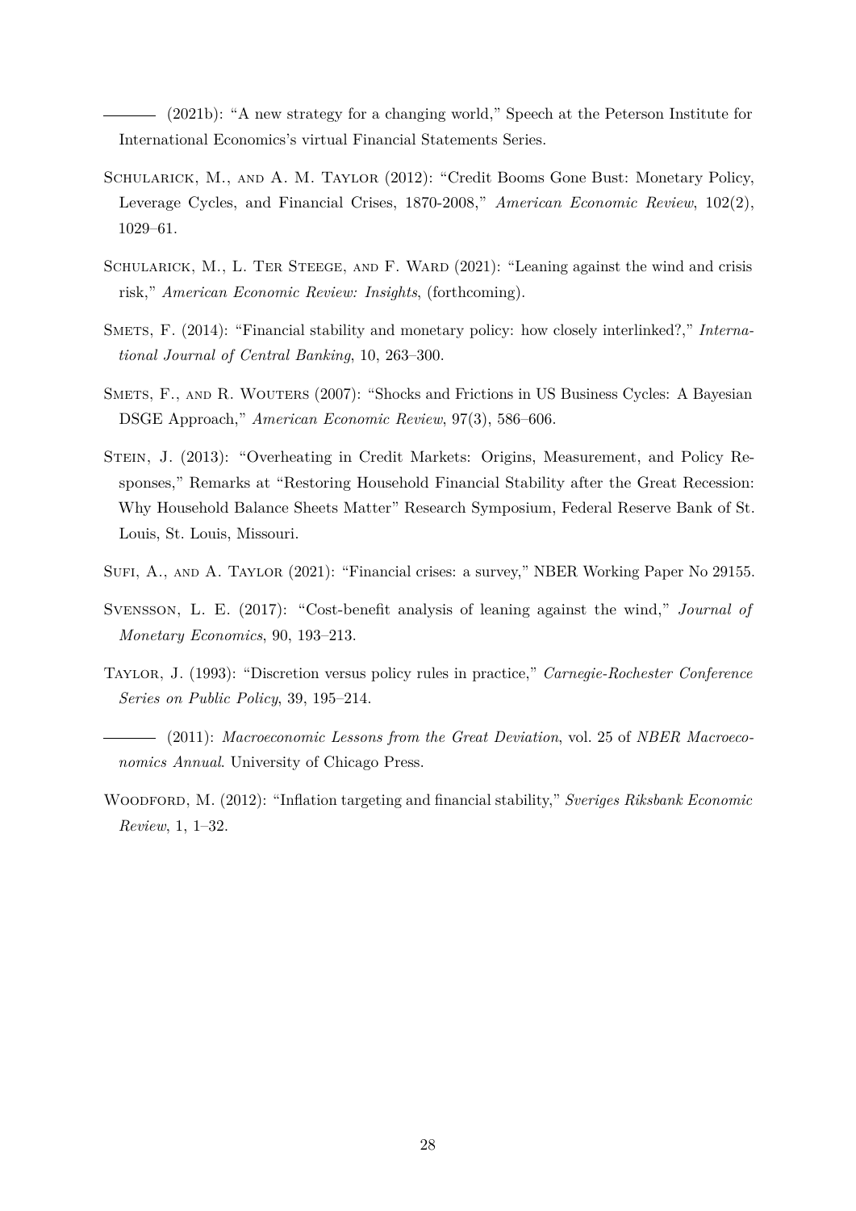——— (2021b): "A new strategy for a changing world," Speech at the Peterson Institute for International Economics's virtual Financial Statements Series.

Schularick, M., and A. M. Taylor (2012): "Credit Booms Gone Bust: Monetary Policy, Leverage Cycles, and Financial Crises, 1870-2008," *American Economic Review*, 102(2), 1029–61.

Schularick, M., L. Ter Steege, and F. Ward (2021): "Leaning against the wind and crisis risk," *American Economic Review: Insights*, (forthcoming).

Smets, F. (2014): "Financial stability and monetary policy: how closely interlinked?," *International Journal of Central Banking*, 10, 263–300.

Smets, F., and R. Wouters (2007): "Shocks and Frictions in US Business Cycles: A Bayesian DSGE Approach," *American Economic Review*, 97(3), 586–606.

Stein, J. (2013): "Overheating in Credit Markets: Origins, Measurement, and Policy Responses," Remarks at "Restoring Household Financial Stability after the Great Recession: Why Household Balance Sheets Matter" Research Symposium, Federal Reserve Bank of St. Louis, St. Louis, Missouri.

Sufi, A., and A. Taylor (2021): "Financial crises: a survey," NBER Working Paper No 29155.

Svensson, L. E. (2017): "Cost-benefit analysis of leaning against the wind," *Journal of Monetary Economics*, 90, 193–213.

Taylor, J. (1993): "Discretion versus policy rules in practice," *Carnegie-Rochester Conference Series on Public Policy*, 39, 195–214.

——— (2011): *Macroeconomic Lessons from the Great Deviation*, vol. 25 of *NBER Macroeconomics Annual*. University of Chicago Press.

Woodford, M. (2012): "Inflation targeting and financial stability," *Sveriges Riksbank Economic Review*, 1, 1–32.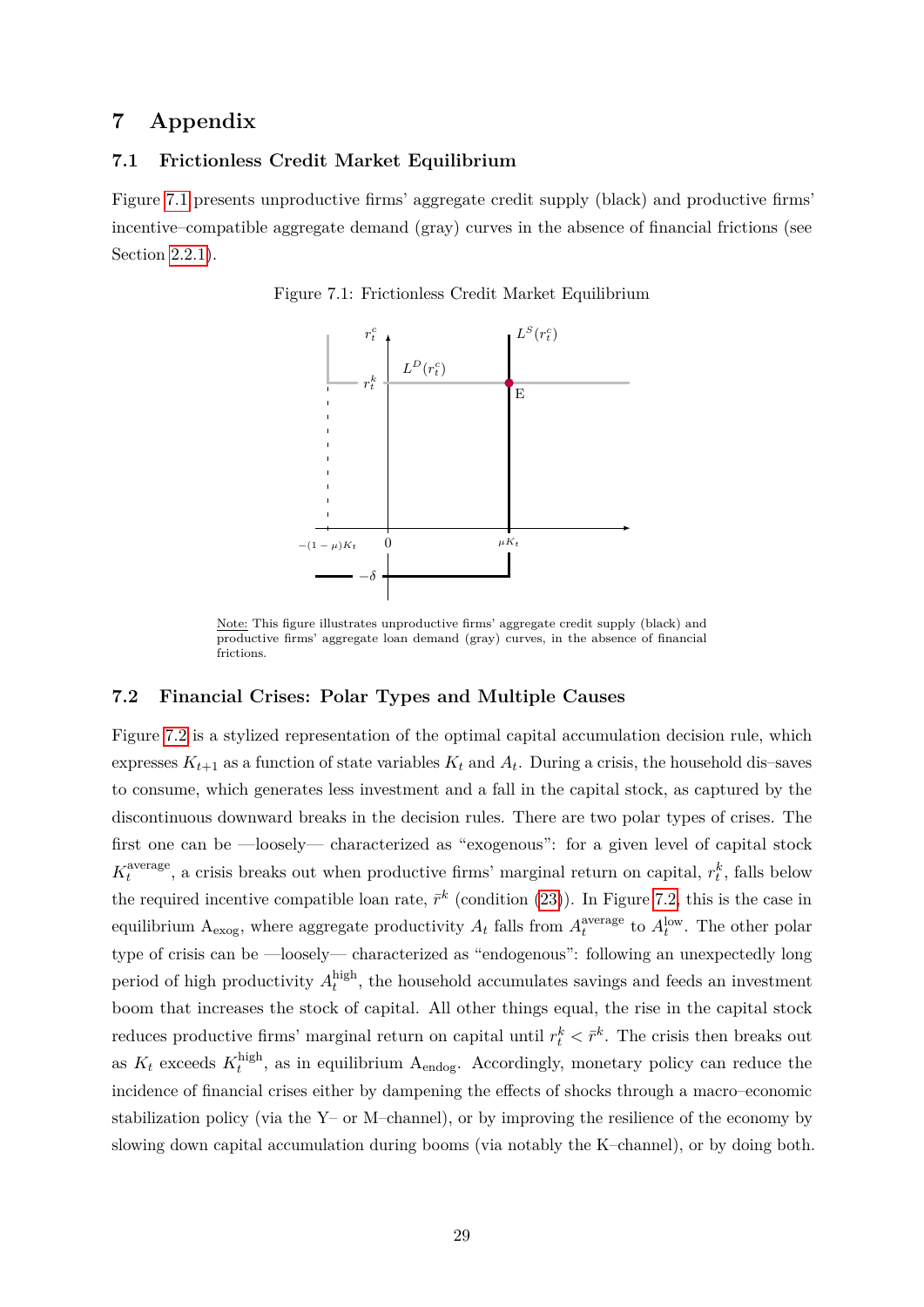# 7 Appendix

## 7.1 Frictionless Credit Market Equilibrium

Figure 7.1 presents unproductive firms' aggregate credit supply (black) and productive firms' incentive–compatible aggregate demand (gray) curves in the absence of financial frictions (see Section 2.2.1).

Figure 7.1: Frictionless Credit Market Equilibrium

Note: This figure illustrates unproductive firms' aggregate credit supply (black) and productive firms' aggregate loan demand (gray) curves, in the absence of financial frictions.

## 7.2 Financial Crises: Polar Types and Multiple Causes

Figure 7.2 is a stylized representation of the optimal capital accumulation decision rule, which expresses $K_{t+1}$ as a function of state variables $K_t$ and $A_t$. During a crisis, the household dis–saves to consume, which generates less investment and a fall in the capital stock, as captured by the discontinuous downward breaks in the decision rules. There are two polar types of crises. The first one can be —loosely— characterized as "exogenous": for a given level of capital stock $K_t^{\text{average}}$, a crisis breaks out when productive firms' marginal return on capital, $r_t^k$, falls below the required incentive compatible loan rate, $\bar{r}^k$ (condition (23)). In Figure 7.2, this is the case in equilibrium $\text{A}_{\text{exog}}$, where aggregate productivity $A_t$ falls from $A_t^{\text{average}}$ to $A_t^{\text{low}}$. The other polar type of crisis can be —loosely— characterized as "endogenous": following an unexpectedly long period of high productivity $A_t^{\text{high}}$, the household accumulates savings and feeds an investment boom that increases the stock of capital. All other things equal, the rise in the capital stock reduces productive firms' marginal return on capital until $r_t^k < \bar{r}^k$. The crisis then breaks out as $K_t$ exceeds $K_t^{\text{high}}$, as in equilibrium $\text{A}_{\text{endog}}$. Accordingly, monetary policy can reduce the incidence of financial crises either by dampening the effects of shocks through a macro–economic stabilization policy (via the Y– or M–channel), or by improving the resilience of the economy by slowing down capital accumulation during booms (via notably the K–channel), or by doing both.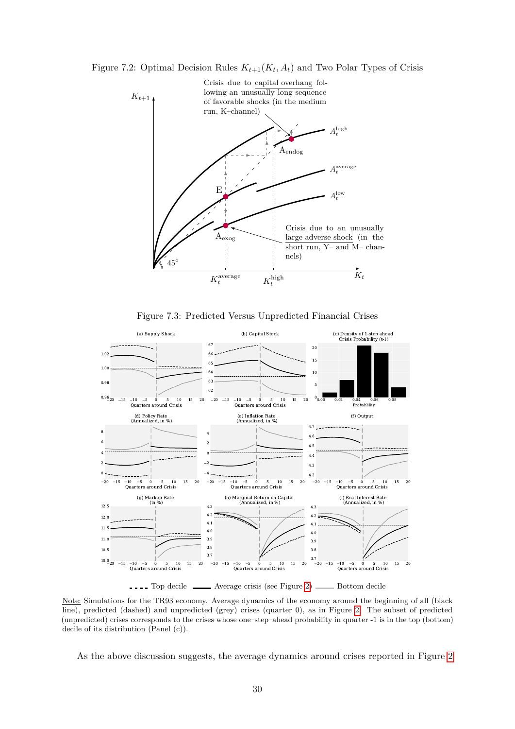Figure 7.2: Optimal Decision Rules $K_{t+1}(K_t, A_t)$ and Two Polar Types of Crisis

Figure 7.3: Predicted Versus Unpredicted Financial Crises

Note: Simulations for the TR93 economy. Average dynamics of the economy around the beginning of all (black line), predicted (dashed) and unpredicted (grey) crises (quarter 0), as in Figure 2. The subset of predicted (unpredicted) crises corresponds to the crises whose one–step–ahead probability in quarter -1 is in the top (bottom) decile of its distribution (Panel (c)).

As the above discussion suggests, the average dynamics around crises reported in Figure 2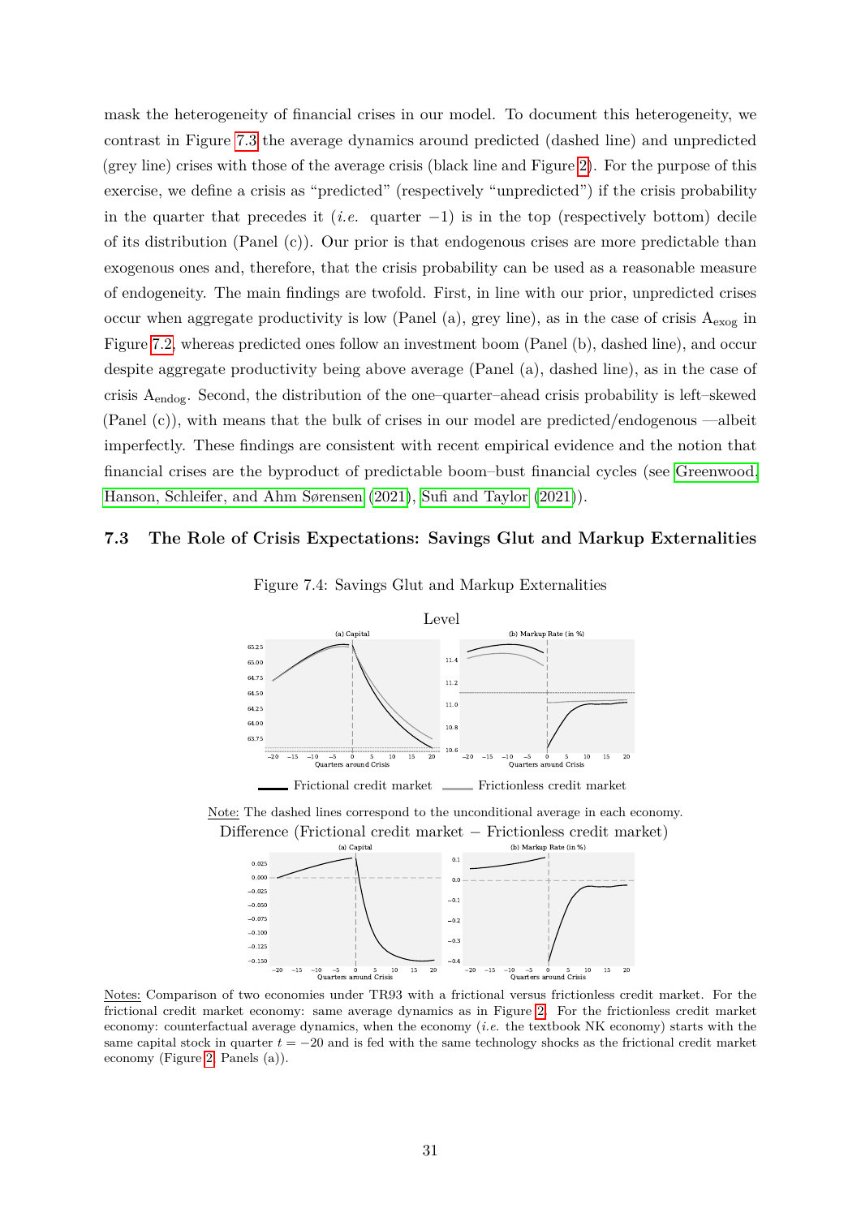mask the heterogeneity of financial crises in our model. To document this heterogeneity, we contrast in Figure 7.3 the average dynamics around predicted (dashed line) and unpredicted (grey line) crises with those of the average crisis (black line and Figure 2). For the purpose of this exercise, we define a crisis as "predicted" (respectively "unpredicted") if the crisis probability in the quarter that precedes it (*i.e.* quarter $-1$) is in the top (respectively bottom) decile of its distribution (Panel (c)). Our prior is that endogenous crises are more predictable than exogenous ones and, therefore, that the crisis probability can be used as a reasonable measure of endogeneity. The main findings are twofold. First, in line with our prior, unpredicted crises occur when aggregate productivity is low (Panel (a), grey line), as in the case of crisis $\text{A}_{\text{exog}}$ in Figure 7.2, whereas predicted ones follow an investment boom (Panel (b), dashed line), and occur despite aggregate productivity being above average (Panel (a), dashed line), as in the case of crisis $\text{A}_{\text{endog}}$. Second, the distribution of the one–quarter–ahead crisis probability is left–skewed (Panel (c)), with means that the bulk of crises in our model are predicted/endogenous —albeit imperfectly. These findings are consistent with recent empirical evidence and the notion that financial crises are the byproduct of predictable boom–bust financial cycles (see Greenwood, Hanson, Schleifer, and Ahm Sørensen (2021), Sufi and Taylor (2021)).

### 7.3 The Role of Crisis Expectations: Savings Glut and Markup Externalities

Figure 7.4: Savings Glut and Markup Externalities

Level

Frictional credit market — Frictionless credit market

Note: The dashed lines correspond to the unconditional average in each economy.

Difference (Frictional credit market − Frictionless credit market)

Notes: Comparison of two economies under TR93 with a frictional versus frictionless credit market. For the frictional credit market economy: same average dynamics as in Figure 2. For the frictionless credit market economy: counterfactual average dynamics, when the economy (*i.e.* the textbook NK economy) starts with the same capital stock in quarter $t = -20$ and is fed with the same technology shocks as the frictional credit market economy (Figure 2, Panels (a)).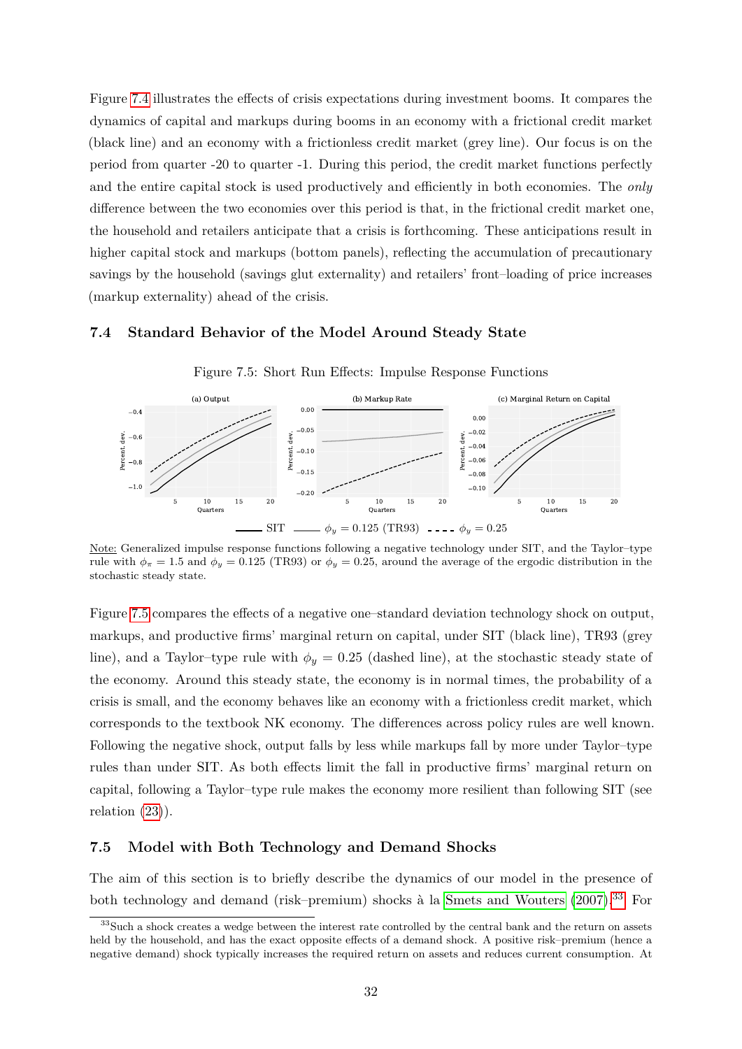Figure 7.4 illustrates the effects of crisis expectations during investment booms. It compares the dynamics of capital and markups during booms in an economy with a frictional credit market (black line) and an economy with a frictionless credit market (grey line). Our focus is on the period from quarter -20 to quarter -1. During this period, the credit market functions perfectly and the entire capital stock is used productively and efficiently in both economies. The *only* difference between the two economies over this period is that, in the frictional credit market one, the household and retailers anticipate that a crisis is forthcoming. These anticipations result in higher capital stock and markups (bottom panels), reflecting the accumulation of precautionary savings by the household (savings glut externality) and retailers' front–loading of price increases (markup externality) ahead of the crisis.

## 7.4 Standard Behavior of the Model Around Steady State

Figure 7.5: Short Run Effects: Impulse Response Functions

Note: Generalized impulse response functions following a negative technology under SIT, and the Taylor–type rule with $\phi_\pi = 1.5$ and $\phi_y = 0.125$ (TR93) or $\phi_y = 0.25$, around the average of the ergodic distribution in the stochastic steady state.

Figure 7.5 compares the effects of a negative one–standard deviation technology shock on output, markups, and productive firms' marginal return on capital, under SIT (black line), TR93 (grey line), and a Taylor–type rule with $\phi_y = 0.25$ (dashed line), at the stochastic steady state of the economy. Around this steady state, the economy is in normal times, the probability of a crisis is small, and the economy behaves like an economy with a frictionless credit market, which corresponds to the textbook NK economy. The differences across policy rules are well known. Following the negative shock, output falls by less while markups fall by more under Taylor–type rules than under SIT. As both effects limit the fall in productive firms' marginal return on capital, following a Taylor–type rule makes the economy more resilient than following SIT (see relation (23)).

## 7.5 Model with Both Technology and Demand Shocks

The aim of this section is to briefly describe the dynamics of our model in the presence of both technology and demand (risk–premium) shocks à la Smets and Wouters (2007).[33] For

[33] Such a shock creates a wedge between the interest rate controlled by the central bank and the return on assets held by the household, and has the exact opposite effects of a demand shock. A positive risk–premium (hence a negative demand) shock typically increases the required return on assets and reduces current consumption. At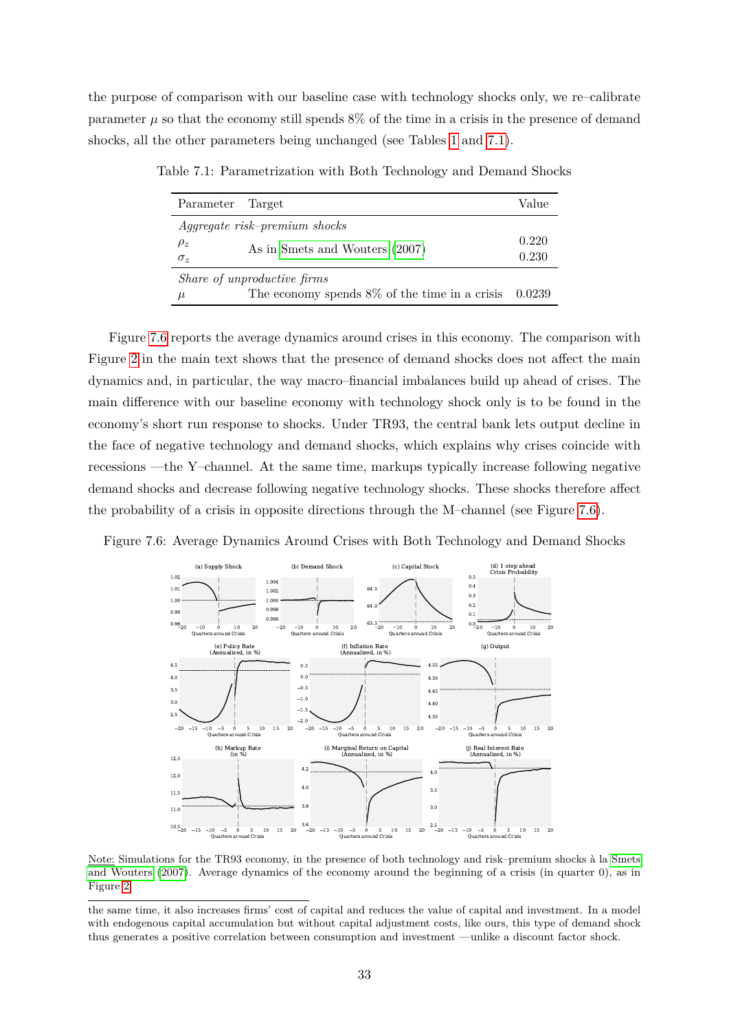the purpose of comparison with our baseline case with technology shocks only, we re–calibrate parameter $\mu$ so that the economy still spends 8% of the time in a crisis in the presence of demand shocks, all the other parameters being unchanged (see Tables 1 and 7.1).

Table 7.1: Parametrization with Both Technology and Demand Shocks

| Parameter | Target | Value |
|---|---|---|
| *Aggregate risk–premium shocks* | | |
| $\rho_z$ | As in Smets and Wouters (2007) | 0.220 |
| $\sigma_z$ | | 0.230 |
| *Share of unproductive firms* | | |
| $\mu$ | The economy spends 8% of the time in a crisis | 0.0239 |

Figure 7.6 reports the average dynamics around crises in this economy. The comparison with Figure 2 in the main text shows that the presence of demand shocks does not affect the main dynamics and, in particular, the way macro–financial imbalances build up ahead of crises. The main difference with our baseline economy with technology shock only is to be found in the economy's short run response to shocks. Under TR93, the central bank lets output decline in the face of negative technology and demand shocks, which explains why crises coincide with recessions —the Y–channel. At the same time, markups typically increase following negative demand shocks and decrease following negative technology shocks. These shocks therefore affect the probability of a crisis in opposite directions through the M–channel (see Figure 7.6).

Figure 7.6: Average Dynamics Around Crises with Both Technology and Demand Shocks

Note: Simulations for the TR93 economy, in the presence of both technology and risk–premium shocks à la Smets and Wouters (2007). Average dynamics of the economy around the beginning of a crisis (in quarter 0), as in Figure 2.

the same time, it also increases firms' cost of capital and reduces the value of capital and investment. In a model with endogenous capital accumulation but without capital adjustment costs, like ours, this type of demand shock thus generates a positive correlation between consumption and investment —unlike a discount factor shock.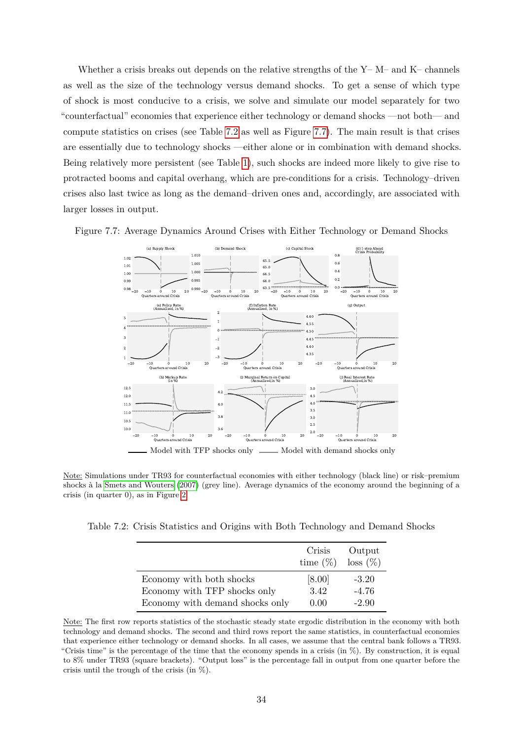Whether a crisis breaks out depends on the relative strengths of the Y– M– and K– channels as well as the size of the technology versus demand shocks. To get a sense of which type of shock is most conducive to a crisis, we solve and simulate our model separately for two "counterfactual" economies that experience either technology or demand shocks —not both— and compute statistics on crises (see Table 7.2 as well as Figure 7.7). The main result is that crises are essentially due to technology shocks —either alone or in combination with demand shocks. Being relatively more persistent (see Table 1), such shocks are indeed more likely to give rise to protracted booms and capital overhang, which are pre-conditions for a crisis. Technology–driven crises also last twice as long as the demand–driven ones and, accordingly, are associated with larger losses in output.

Figure 7.7: Average Dynamics Around Crises with Either Technology or Demand Shocks

Note: Simulations under TR93 for counterfactual economies with either technology (black line) or risk–premium shocks à la Smets and Wouters (2007) (grey line). Average dynamics of the economy around the beginning of a crisis (in quarter 0), as in Figure 2.

Table 7.2: Crisis Statistics and Origins with Both Technology and Demand Shocks

| | Crisis time (%) | Output loss (%) |
|---|---|---|
| Economy with both shocks | [8.00] | -3.20 |
| Economy with TFP shocks only | 3.42 | -4.76 |
| Economy with demand shocks only | 0.00 | -2.90 |

Note: The first row reports statistics of the stochastic steady state ergodic distribution in the economy with both technology and demand shocks. The second and third rows report the same statistics, in counterfactual economies that experience either technology or demand shocks. In all cases, we assume that the central bank follows a TR93. "Crisis time" is the percentage of the time that the economy spends in a crisis (in %). By construction, it is equal to 8% under TR93 (square brackets). "Output loss" is the percentage fall in output from one quarter before the crisis until the trough of the crisis (in %).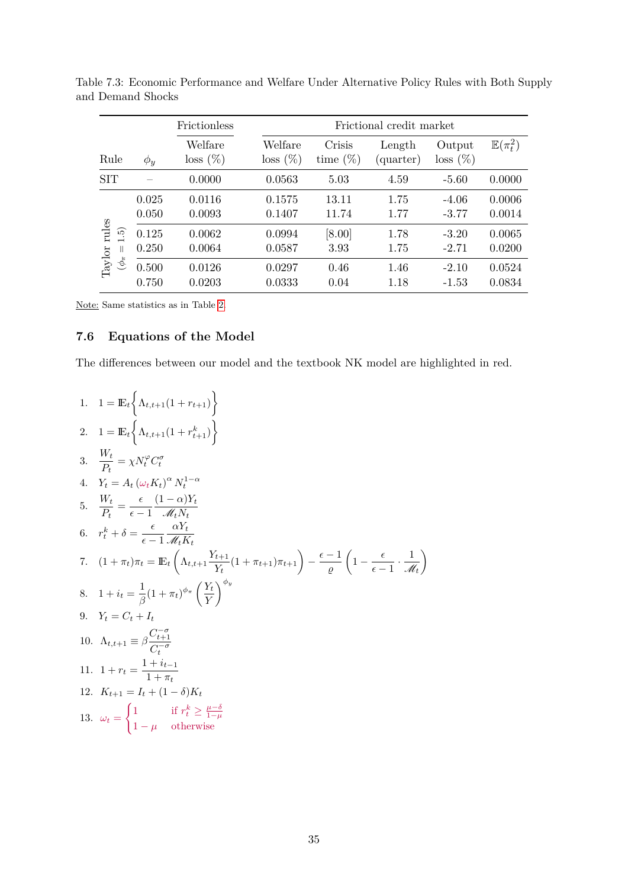Table 7.3: Economic Performance and Welfare Under Alternative Policy Rules with Both Supply and Demand Shocks

| Rule | $\phi_y$ | Frictionless Welfare loss (%) | Frictional credit market Welfare loss (%) | Crisis time (%) | Length (quarter) | Output loss (%) | $\mathbb{E}(\pi_t^2)$ |
|---|---|---|---|---|---|---|---|
| SIT | – | 0.0000 | 0.0563 | 5.03 | 4.59 | -5.60 | 0.0000 |
| Taylor rules ($\phi_\pi = 1.5$) | 0.025 | 0.0116 | 0.1575 | 13.11 | 1.75 | -4.06 | 0.0006 |
| | 0.050 | 0.0093 | 0.1407 | 11.74 | 1.77 | -3.77 | 0.0014 |
| | 0.125 | 0.0062 | 0.0994 | [8.00] | 1.78 | -3.20 | 0.0065 |
| | 0.250 | 0.0064 | 0.0587 | 3.93 | 1.75 | -2.71 | 0.0200 |
| | 0.500 | 0.0126 | 0.0297 | 0.46 | 1.46 | -2.10 | 0.0524 |
| | 0.750 | 0.0203 | 0.0333 | 0.04 | 1.18 | -1.53 | 0.0834 |

Note: Same statistics as in Table 2

## 7.6 Equations of the Model

The differences between our model and the textbook NK model are highlighted in red.

1. $1 = \mathbb{E}_t\left\{\Lambda_{t,t+1}(1 + r_{t+1})\right\}$
2. $1 = \mathbb{E}_t\left\{\Lambda_{t,t+1}(1 + r^k_{t+1})\right\}$
3. $\dfrac{W_t}{P_t} = \chi N_t^{\varphi} C_t^{\sigma}$
4. $Y_t = A_t\left(\omega_t K_t\right)^{\alpha} N_t^{1-\alpha}$
5. $\dfrac{W_t}{P_t} = \dfrac{\epsilon}{\epsilon - 1}\dfrac{(1-\alpha)Y_t}{\mathscr{M}_t N_t}$
6. $r^k_t + \delta = \dfrac{\epsilon}{\epsilon - 1}\dfrac{\alpha Y_t}{\mathscr{M}_t K_t}$
7. $(1+\pi_t)\pi_t = \mathbb{E}_t\left(\Lambda_{t,t+1}\dfrac{Y_{t+1}}{Y_t}(1+\pi_{t+1})\pi_{t+1}\right) - \dfrac{\epsilon - 1}{\varrho}\left(1 - \dfrac{\epsilon}{\epsilon - 1}\cdot\dfrac{1}{\mathscr{M}_t}\right)$
8. $1 + i_t = \dfrac{1}{\beta}(1+\pi_t)^{\phi_\pi}\left(\dfrac{Y_t}{Y}\right)^{\phi_y}$
9. $Y_t = C_t + I_t$
10. $\Lambda_{t,t+1} \equiv \beta\dfrac{C_{t+1}^{-\sigma}}{C_t^{-\sigma}}$
11. $1 + r_t = \dfrac{1 + i_{t-1}}{1 + \pi_t}$
12. $K_{t+1} = I_t + (1-\delta)K_t$
13. $\omega_t = \begin{cases} 1 & \text{if } r^k_t \geq \frac{\mu - \delta}{1-\mu} \\ 1 - \mu & \text{otherwise} \end{cases}$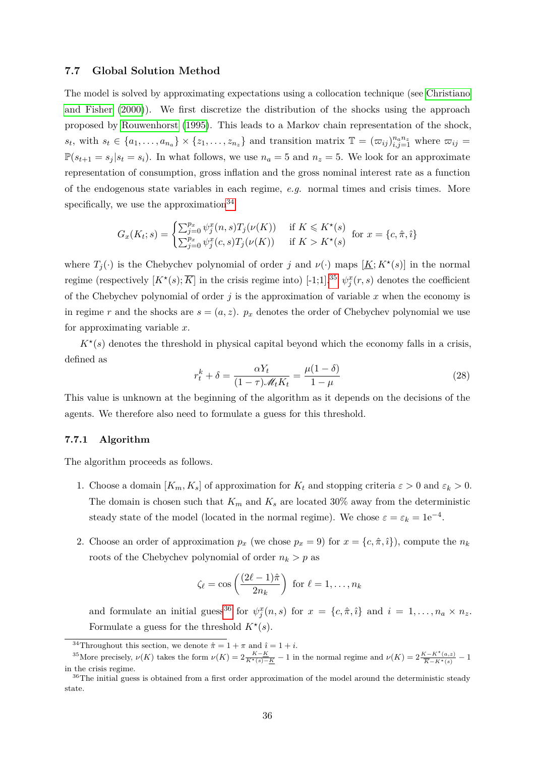### 7.7 Global Solution Method

The model is solved by approximating expectations using a collocation technique (see Christiano and Fisher (2000)). We first discretize the distribution of the shocks using the approach proposed by Rouwenhorst (1995). This leads to a Markov chain representation of the shock, $s_t$, with $s_t \in \{a_1, \ldots, a_{n_a}\} \times \{z_1, \ldots, z_{n_z}\}$ and transition matrix $\mathbb{T} = (\varpi_{ij})_{i,j=1}^{n_a n_z}$ where $\varpi_{ij} = \mathbb{P}(s_{t+1} = s_j | s_t = s_i)$. In what follows, we use $n_a = 5$ and $n_z = 5$. We look for an approximate representation of consumption, gross inflation and the gross nominal interest rate as a function of the endogenous state variables in each regime, *e.g.* normal times and crisis times. More specifically, we use the approximation[34]

$$G_x(K_t; s) = \begin{cases} \sum_{j=0}^{p_x} \psi_j^x(n, s) T_j(\nu(K)) & \text{if } K \leqslant K^\star(s) \\ \sum_{j=0}^{p_x} \psi_j^x(c, s) T_j(\nu(K)) & \text{if } K > K^\star(s) \end{cases} \text{ for } x = \{c, \hat{\pi}, \hat{\imath}\}$$

where $T_j(\cdot)$ is the Chebychev polynomial of order $j$ and $\nu(\cdot)$ maps $[\underline{K}; K^\star(s)]$ in the normal regime (respectively $[K^\star(s); \overline{K}]$ in the crisis regime into) [-1;1].[35] $\psi_j^x(r, s)$ denotes the coefficient of the Chebychev polynomial of order $j$ is the approximation of variable $x$ when the economy is in regime $r$ and the shocks are $s = (a, z)$. $p_x$ denotes the order of Chebychev polynomial we use for approximating variable $x$.

$K^\star(s)$ denotes the threshold in physical capital beyond which the economy falls in a crisis, defined as

$$r_t^k + \delta = \frac{\alpha Y_t}{(1-\tau)\mathscr{M}_t K_t} = \frac{\mu(1-\delta)}{1-\mu} \tag{28}$$

This value is unknown at the beginning of the algorithm as it depends on the decisions of the agents. We therefore also need to formulate a guess for this threshold.

#### 7.7.1 Algorithm

The algorithm proceeds as follows.

1. Choose a domain $[K_m, K_s]$ of approximation for $K_t$ and stopping criteria $\varepsilon > 0$ and $\varepsilon_k > 0$. The domain is chosen such that $K_m$ and $K_s$ are located 30% away from the deterministic steady state of the model (located in the normal regime). We chose $\varepsilon = \varepsilon_k = 1\mathrm{e}^{-4}$.

2. Choose an order of approximation $p_x$ (we chose $p_x = 9$) for $x = \{c, \hat{\pi}, \hat{\imath}\}$), compute the $n_k$ roots of the Chebychev polynomial of order $n_k > p$ as

$$\zeta_\ell = \cos\left(\frac{(2\ell - 1)\hat{\pi}}{2n_k}\right) \text{ for } \ell = 1, \ldots, n_k$$

and formulate an initial guess[36] for $\psi_j^x(n, s)$ for $x = \{c, \hat{\pi}, \hat{\imath}\}$ and $i = 1, \ldots, n_a \times n_z$. Formulate a guess for the threshold $K^\star(s)$.

---

[34] Throughout this section, we denote $\hat{\pi} = 1 + \pi$ and $\hat{\imath} = 1 + i$.

[35] More precisely, $\nu(K)$ takes the form $\nu(K) = 2\frac{K - \underline{K}}{K^\star(s) - \underline{K}} - 1$ in the normal regime and $\nu(K) = 2\frac{K - K^\star(a,z)}{\overline{K} - K^\star(s)} - 1$ in the crisis regime.

[36] The initial guess is obtained from a first order approximation of the model around the deterministic steady state.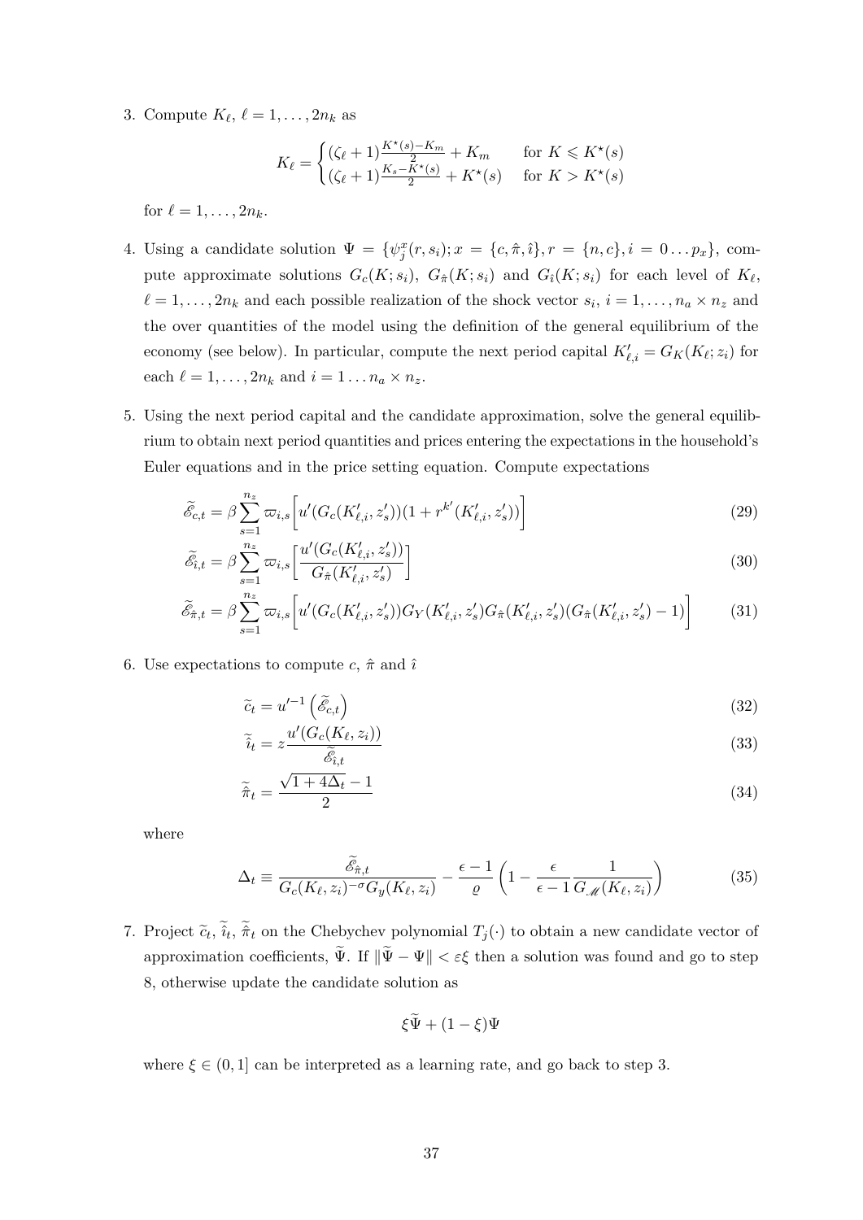3. Compute $K_\ell$, $\ell = 1, \ldots, 2n_k$ as

$$K_\ell = \begin{cases} (\zeta_\ell + 1)\frac{K^\star(s) - K_m}{2} + K_m & \text{for } K \leqslant K^\star(s) \\ (\zeta_\ell + 1)\frac{K_s - K^\star(s)}{2} + K^\star(s) & \text{for } K > K^\star(s) \end{cases}$$

for $\ell = 1, \ldots, 2n_k$.

4. Using a candidate solution $\Psi = \{\psi_j^x(r, s_i); x = \{c, \hat{\pi}, \hat{\imath}\}, r = \{n, c\}, i = 0 \ldots p_x\}$, compute approximate solutions $G_c(K; s_i)$, $G_{\hat{\pi}}(K; s_i)$ and $G_{\hat{\imath}}(K; s_i)$ for each level of $K_\ell$, $\ell = 1, \ldots, 2n_k$ and each possible realization of the shock vector $s_i$, $i = 1, \ldots, n_a \times n_z$ and the over quantities of the model using the definition of the general equilibrium of the economy (see below). In particular, compute the next period capital $K'_{\ell,i} = G_K(K_\ell; z_i)$ for each $\ell = 1, \ldots, 2n_k$ and $i = 1 \ldots n_a \times n_z$.

5. Using the next period capital and the candidate approximation, solve the general equilibrium to obtain next period quantities and prices entering the expectations in the household's Euler equations and in the price setting equation. Compute expectations

$$\widetilde{\mathscr{E}}_{c,t} = \beta \sum_{s=1}^{n_z} \varpi_{i,s} \left[ u'(G_c(K'_{\ell,i}, z'_s))(1 + r^{k'}(K'_{\ell,i}, z'_s)) \right] \tag{29}$$

$$\widetilde{\mathscr{E}}_{\hat{\imath},t} = \beta \sum_{s=1}^{n_z} \varpi_{i,s} \left[ \frac{u'(G_c(K'_{\ell,i}, z'_s))}{G_{\hat{\pi}}(K'_{\ell,i}, z'_s)} \right] \tag{30}$$

$$\widetilde{\mathscr{E}}_{\hat{\pi},t} = \beta \sum_{s=1}^{n_z} \varpi_{i,s} \left[ u'(G_c(K'_{\ell,i}, z'_s)) G_Y(K'_{\ell,i}, z'_s) G_{\hat{\pi}}(K'_{\ell,i}, z'_s)(G_{\hat{\pi}}(K'_{\ell,i}, z'_s) - 1) \right] \tag{31}$$

6. Use expectations to compute $c$, $\hat{\pi}$ and $\hat{\imath}$

$$\widetilde{c}_t = u'^{-1}\left(\widetilde{\mathscr{E}}_{c,t}\right) \tag{32}$$

$$\widetilde{\hat{\imath}}_t = z \frac{u'(G_c(K_\ell, z_i))}{\widetilde{\mathscr{E}}_{\hat{\imath},t}} \tag{33}$$

$$\widetilde{\hat{\pi}}_t = \frac{\sqrt{1 + 4\Delta_t} - 1}{2} \tag{34}$$

where

$$\Delta_t \equiv \frac{\widetilde{\mathscr{E}}_{\hat{\pi},t}}{G_c(K_\ell, z_i)^{-\sigma} G_y(K_\ell, z_i)} - \frac{\epsilon - 1}{\varrho}\left(1 - \frac{\epsilon}{\epsilon - 1}\frac{1}{G_{\mathscr{M}}(K_\ell, z_i)}\right) \tag{35}$$

7. Project $\widetilde{c}_t$, $\widetilde{\hat{\imath}}_t$, $\widetilde{\hat{\pi}}_t$ on the Chebychev polynomial $T_j(\cdot)$ to obtain a new candidate vector of approximation coefficients, $\widetilde{\Psi}$. If $\|\widetilde{\Psi} - \Psi\| < \varepsilon\xi$ then a solution was found and go to step 8, otherwise update the candidate solution as

$$\xi\widetilde{\Psi} + (1 - \xi)\Psi$$

where $\xi \in (0, 1]$ can be interpreted as a learning rate, and go back to step 3.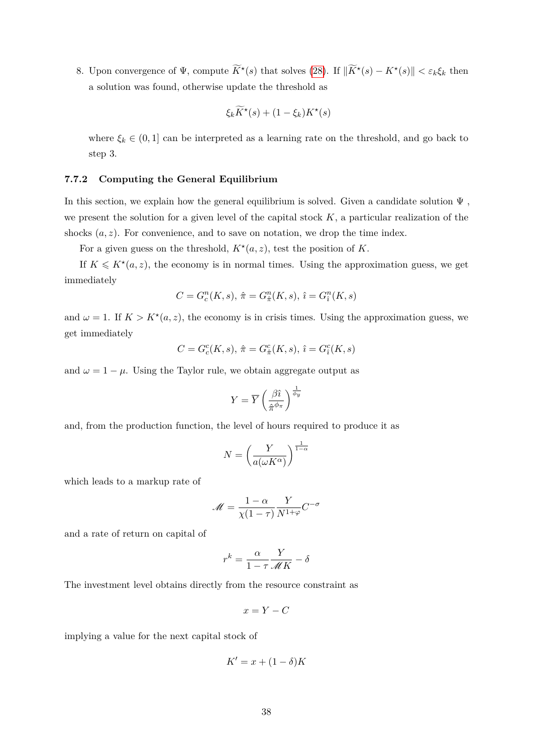8. Upon convergence of $\Psi$, compute $\widetilde{K}^\star(s)$ that solves (28). If $\|\widetilde{K}^\star(s) - K^\star(s)\| < \varepsilon_k \xi_k$ then a solution was found, otherwise update the threshold as

$$\xi_k \widetilde{K}^\star(s) + (1-\xi_k)K^\star(s)$$

where $\xi_k \in (0,1]$ can be interpreted as a learning rate on the threshold, and go back to step 3.

### 7.7.2 Computing the General Equilibrium

In this section, we explain how the general equilibrium is solved. Given a candidate solution $\Psi$ , we present the solution for a given level of the capital stock $K$, a particular realization of the shocks $(a, z)$. For convenience, and to save on notation, we drop the time index.

For a given guess on the threshold, $K^\star(a, z)$, test the position of $K$.

If $K \leqslant K^\star(a, z)$, the economy is in normal times. Using the approximation guess, we get immediately

$$C = G^n_c(K, s),\; \hat{\pi} = G^n_{\hat{\pi}}(K, s),\; \hat{\imath} = G^n_{\hat{\imath}}(K, s)$$

and $\omega = 1$. If $K > K^\star(a, z)$, the economy is in crisis times. Using the approximation guess, we get immediately

$$C = G^c_c(K, s),\; \hat{\pi} = G^c_{\hat{\pi}}(K, s),\; \hat{\imath} = G^c_{\hat{\imath}}(K, s)$$

and $\omega = 1 - \mu$. Using the Taylor rule, we obtain aggregate output as

$$Y = \overline{Y}\left(\frac{\beta \hat{\imath}}{\hat{\pi}^{\phi_\pi}}\right)^{\frac{1}{\phi_y}}$$

and, from the production function, the level of hours required to produce it as

$$N = \left(\frac{Y}{a(\omega K^\alpha)}\right)^{\frac{1}{1-\alpha}}$$

which leads to a markup rate of

$$\mathscr{M} = \frac{1-\alpha}{\chi(1-\tau)} \frac{Y}{N^{1+\varphi}} C^{-\sigma}$$

and a rate of return on capital of

$$r^k = \frac{\alpha}{1-\tau} \frac{Y}{\mathscr{M} K} - \delta$$

The investment level obtains directly from the resource constraint as

$$x = Y - C$$

implying a value for the next capital stock of

$$K' = x + (1-\delta)K$$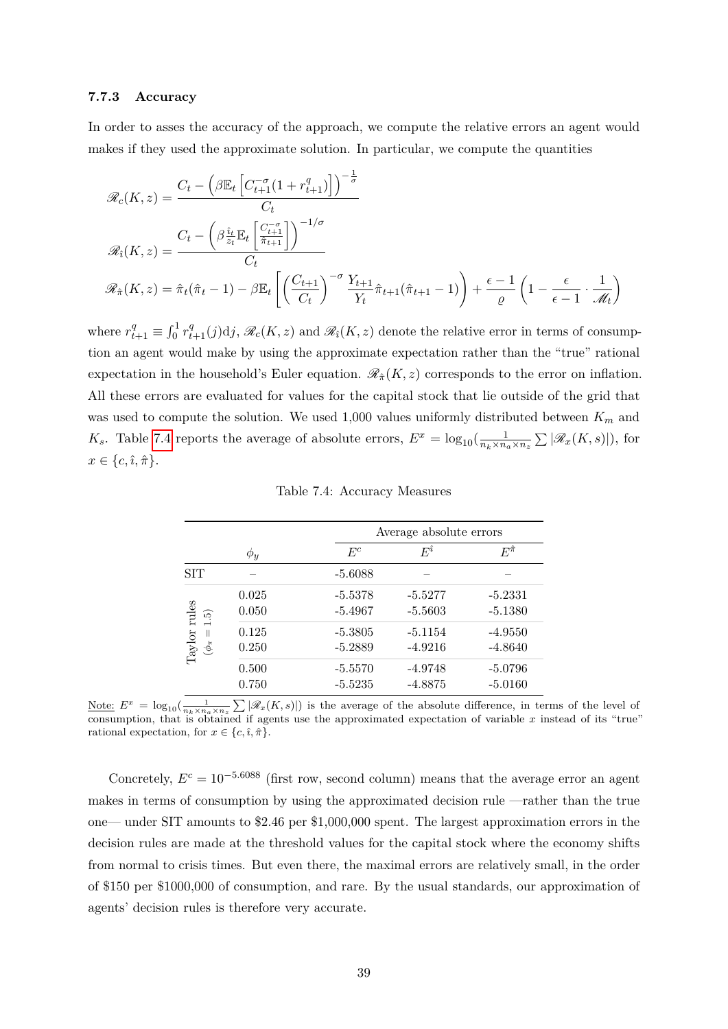### 7.7.3 Accuracy

In order to asses the accuracy of the approach, we compute the relative errors an agent would makes if they used the approximate solution. In particular, we compute the quantities

$$\mathscr{R}_c(K,z) = \frac{C_t - \left(\beta \mathbb{E}_t\left[C_{t+1}^{-\sigma}(1+r_{t+1}^q)\right]\right)^{-\frac{1}{\sigma}}}{C_t}$$

$$\mathscr{R}_{\hat{\imath}}(K,z) = \frac{C_t - \left(\beta \frac{\hat{\imath}_t}{\hat{z}_t} \mathbb{E}_t\left[\frac{C_{t+1}^{-\sigma}}{\hat{\pi}_{t+1}}\right]\right)^{-1/\sigma}}{C_t}$$

$$\mathscr{R}_{\hat{\pi}}(K,z) = \hat{\pi}_t(\hat{\pi}_t - 1) - \beta \mathbb{E}_t\left[\left(\frac{C_{t+1}}{C_t}\right)^{-\sigma} \frac{Y_{t+1}}{Y_t} \hat{\pi}_{t+1}(\hat{\pi}_{t+1}-1)\right) + \frac{\epsilon - 1}{\varrho}\left(1 - \frac{\epsilon}{\epsilon - 1} \cdot \frac{1}{\mathscr{M}_t}\right)$$

where $r_{t+1}^q \equiv \int_0^1 r_{t+1}^q(j)\mathrm{d}j$, $\mathscr{R}_c(K,z)$ and $\mathscr{R}_{\hat{\imath}}(K,z)$ denote the relative error in terms of consumption an agent would make by using the approximate expectation rather than the "true" rational expectation in the household's Euler equation. $\mathscr{R}_{\hat{\pi}}(K,z)$ corresponds to the error on inflation. All these errors are evaluated for values for the capital stock that lie outside of the grid that was used to compute the solution. We used 1,000 values uniformly distributed between $K_m$ and $K_s$. Table 7.4 reports the average of absolute errors, $E^x = \log_{10}(\frac{1}{n_k \times n_a \times n_z} \sum |\mathscr{R}_x(K,s)|)$, for $x \in \{c, \hat{\imath}, \hat{\pi}\}$.

Table 7.4: Accuracy Measures

| | $\phi_y$ | Average absolute errors $E^c$ | $E^{\hat{\imath}}$ | $E^{\hat{\pi}}$ |
|---|---|---|---|---|
| SIT | – | -5.6088 | – | – |
| Taylor rules ($\phi_\pi = 1.5$) | 0.025 | -5.5378 | -5.5277 | -5.2331 |
| | 0.050 | -5.4967 | -5.5603 | -5.1380 |
| | 0.125 | -5.3805 | -5.1154 | -4.9550 |
| | 0.250 | -5.2889 | -4.9216 | -4.8640 |
| | 0.500 | -5.5570 | -4.9748 | -5.0796 |
| | 0.750 | -5.5235 | -4.8875 | -5.0160 |

Note: $E^x = \log_{10}(\frac{1}{n_k \times n_a \times n_z} \sum |\mathscr{R}_x(K,s)|)$ is the average of the absolute difference, in terms of the level of consumption, that is obtained if agents use the approximated expectation of variable $x$ instead of its "true" rational expectation, for $x \in \{c, \hat{\imath}, \hat{\pi}\}$.

Concretely, $E^c = 10^{-5.6088}$ (first row, second column) means that the average error an agent makes in terms of consumption by using the approximated decision rule —rather than the true one— under SIT amounts to \$2.46 per \$1,000,000 spent. The largest approximation errors in the decision rules are made at the threshold values for the capital stock where the economy shifts from normal to crisis times. But even there, the maximal errors are relatively small, in the order of \$150 per \$1000,000 of consumption, and rare. By the usual standards, our approximation of agents' decision rules is therefore very accurate.